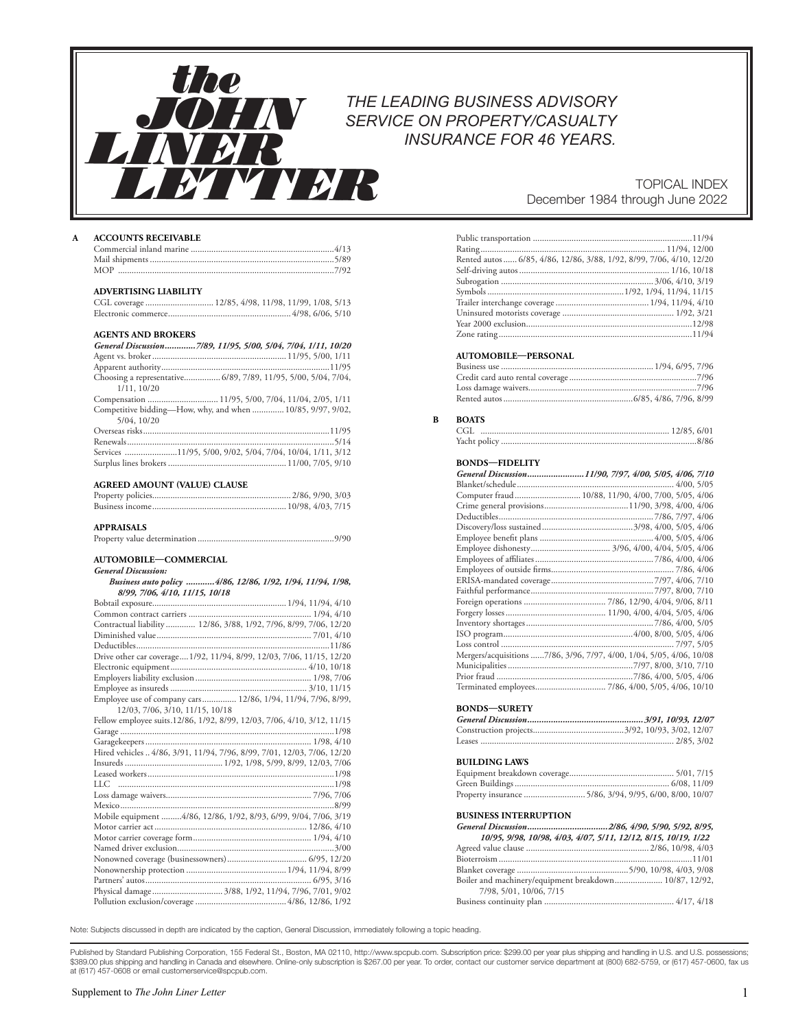# the JOHN LINER LETTER

*THE LEADING BUSINESS ADVISORY SERVICE ON PROPERTY/CASUALTY INSURANCE FOR 46 YEARS.*

TOPICAL INDEX
December 1984 through June 2022

## A

**ACCOUNTS RECEIVABLE**

Commercial inland marine ........ 4/13
Mail shipments ........ 5/89
MOP ........ 7/92

**ADVERTISING LIABILITY**

CGL coverage ........ 12/85, 4/98, 11/98, 11/99, 1/08, 5/13
Electronic commerce ........ 4/98, 6/06, 5/10

**AGENTS AND BROKERS**

***General Discussion........ 7/89, 11/95, 5/00, 5/04, 7/04, 1/11, 10/20***
Agent vs. broker ........ 11/95, 5/00, 1/11
Apparent authority ........ 11/95
Choosing a representative ........ 6/89, 7/89, 11/95, 5/00, 5/04, 7/04, 1/11, 10/20
Compensation ........ 11/95, 5/00, 7/04, 11/04, 2/05, 1/11
Competitive bidding—How, why, and when ........ 10/85, 9/97, 9/02, 5/04, 10/20
Overseas risks ........ 11/95
Renewals ........ 5/14
Services ........ 11/95, 5/00, 9/02, 5/04, 7/04, 10/04, 1/11, 3/12
Surplus lines brokers ........ 11/00, 7/05, 9/10

**AGREED AMOUNT (VALUE) CLAUSE**

Property policies ........ 2/86, 9/90, 3/03
Business income ........ 10/98, 4/03, 7/15

**APPRAISALS**

Property value determination ........ 9/90

**AUTOMOBILE—COMMERCIAL**

*General Discussion:*
***Business auto policy ........ 4/86, 12/86, 1/92, 1/94, 11/94, 1/98, 8/99, 7/06, 4/10, 11/15, 10/18***
Bobtail exposure ........ 1/94, 11/94, 4/10
Common contract carriers ........ 1/94, 4/10
Contractual liability ........ 12/86, 3/88, 1/92, 7/96, 8/99, 7/06, 12/20
Diminished value ........ 7/01, 4/10
Deductibles ........ 11/86
Drive other car coverage ........ 1/92, 11/94, 8/99, 12/03, 7/06, 11/15, 12/20
Electronic equipment ........ 4/10, 10/18
Employers liability exclusion ........ 1/98, 7/06
Employee as insureds ........ 3/10, 11/15
Employee use of company cars ........ 12/86, 1/94, 11/94, 7/96, 8/99, 12/03, 7/06, 3/10, 11/15, 10/18
Fellow employee suits ........ 12/86, 1/92, 8/99, 12/03, 7/06, 4/10, 3/12, 11/15
Garage ........ 1/98
Garagekeepers ........ 1/98, 4/10
Hired vehicles ........ 4/86, 3/91, 11/94, 7/96, 8/99, 7/01, 12/03, 7/06, 12/20
Insureds ........ 1/92, 1/98, 5/99, 8/99, 12/03, 7/06
Leased workers ........ 1/98
LLC ........ 1/98
Loss damage waivers ........ 7/96, 7/06
Mexico ........ 8/99
Mobile equipment ........ 4/86, 12/86, 1/92, 8/93, 6/99, 9/04, 7/06, 3/19
Motor carrier act ........ 12/86, 4/10
Motor carrier coverage form ........ 1/94, 4/10
Named driver exclusion ........ 3/00
Nonowned coverage (businessowners) ........ 6/95, 12/20
Nonownership protection ........ 1/94, 11/94, 8/99
Partners' autos ........ 6/95, 3/16
Physical damage ........ 3/88, 1/92, 11/94, 7/96, 7/01, 9/02
Pollution exclusion/coverage ........ 4/86, 12/86, 1/92
Public transportation ........ 11/94
Rating ........ 11/94, 12/00
Rented autos ........ 6/85, 4/86, 12/86, 3/88, 1/92, 8/99, 7/06, 4/10, 12/20
Self-driving autos ........ 1/16, 10/18
Subrogation ........ 3/06, 4/10, 3/19
Symbols ........ 1/92, 1/94, 11/94, 11/15
Trailer interchange coverage ........ 1/94, 11/94, 4/10
Uninsured motorists coverage ........ 1/92, 3/21
Year 2000 exclusion ........ 12/98
Zone rating ........ 11/94

**AUTOMOBILE—PERSONAL**

Business use ........ 1/94, 6/95, 7/96
Credit card auto rental coverage ........ 7/96
Loss damage waivers ........ 7/96
Rented autos ........ 6/85, 4/86, 7/96, 8/99

## B

**BOATS**

CGL ........ 12/85, 6/01
Yacht policy ........ 8/86

**BONDS—FIDELITY**

***General Discussion........ 11/90, 7/97, 4/00, 5/05, 4/06, 7/10***
Blanket/schedule ........ 4/00, 5/05
Computer fraud ........ 10/88, 11/90, 4/00, 7/00, 5/05, 4/06
Crime general provisions ........ 11/90, 3/98, 4/00, 4/06
Deductibles ........ 7/86, 7/97, 4/06
Discovery/loss sustained ........ 3/98, 4/00, 5/05, 4/06
Employee benefit plans ........ 4/00, 5/05, 4/06
Employee dishonesty ........ 3/96, 4/00, 4/04, 5/05, 4/06
Employees of affiliates ........ 7/86, 4/00, 4/06
Employees of outside firms ........ 7/86, 4/06
ERISA-mandated coverage ........ 7/97, 4/06, 7/10
Faithful performance ........ 7/97, 8/00, 7/10
Foreign operations ........ 7/86, 12/90, 4/04, 9/06, 8/11
Forgery losses ........ 11/90, 4/00, 4/04, 5/05, 4/06
Inventory shortages ........ 7/86, 4/00, 5/05
ISO program ........ 4/00, 8/00, 5/05, 4/06
Loss control ........ 7/97, 5/05
Mergers/acquisitions ........ 7/86, 3/96, 7/97, 4/00, 1/04, 5/05, 4/06, 10/08
Municipalities ........ 7/97, 8/00, 3/10, 7/10
Prior fraud ........ 7/86, 4/00, 5/05, 4/06
Terminated employees ........ 7/86, 4/00, 5/05, 4/06, 10/10

**BONDS—SURETY**

***General Discussion........ 3/91, 10/93, 12/07***
Construction projects ........ 3/92, 10/93, 3/02, 12/07
Leases ........ 2/85, 3/02

**BUILDING LAWS**

Equipment breakdown coverage ........ 5/01, 7/15
Green Buildings ........ 6/08, 11/09
Property insurance ........ 5/86, 3/94, 9/95, 6/00, 8/00, 10/07

**BUSINESS INTERRUPTION**

***General Discussion........ 2/86, 4/90, 5/90, 5/92, 8/95, 10/95, 9/98, 10/98, 4/03, 4/07, 5/11, 12/12, 8/15, 10/19, 1/22***
Agreed value clause ........ 2/86, 10/98, 4/03
Bioterroism ........ 11/01
Blanket coverage ........ 5/90, 10/98, 4/03, 9/08
Boiler and machinery/equipment breakdown ........ 10/87, 12/92, 7/98, 5/01, 10/06, 7/15
Business continuity plan ........ 4/17, 4/18

Note: Subjects discussed in depth are indicated by the caption, General Discussion, immediately following a topic heading.

Published by Standard Publishing Corporation, 155 Federal St., Boston, MA 02110, http://www.spcpub.com. Subscription price: $299.00 per year plus shipping and handling in U.S. and U.S. possessions; $389.00 plus shipping and handling in Canada and elsewhere. Online-only subscription is $267.00 per year. To order, contact our customer service department at (800) 682-5759, or (617) 457-0600, fax us at (617) 457-0608 or email customerservice@spcpub.com.

Supplement to *The John Liner Letter*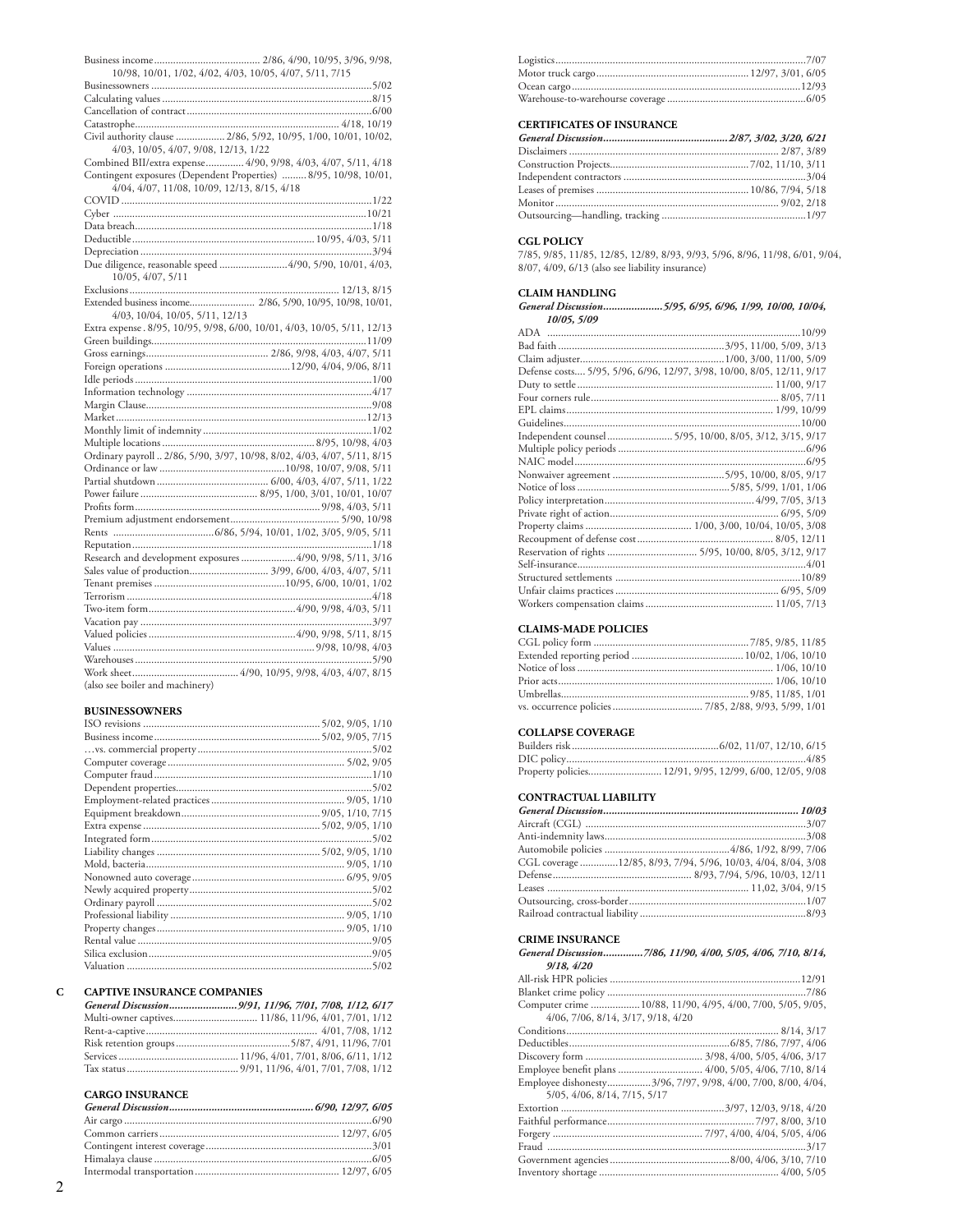Business income ........ 2/86, 4/90, 10/95, 3/96, 9/98, 10/98, 10/01, 1/02, 4/02, 4/03, 10/05, 4/07, 5/11, 7/15
Businessowners ........ 5/02
Calculating values ........ 8/15
Cancellation of contract ........ 6/00
Catastrophe ........ 4/18, 10/19
Civil authority clause ........ 2/86, 5/92, 10/95, 1/00, 10/01, 10/02, 4/03, 10/05, 4/07, 9/08, 12/13, 1/22
Combined BII/extra expense ........ 4/90, 9/98, 4/03, 4/07, 5/11, 4/18
Contingent exposures (Dependent Properties) ........ 8/95, 10/98, 10/01, 4/04, 4/07, 11/08, 10/09, 12/13, 8/15, 4/18
COVID ........ 1/22
Cyber ........ 10/21
Data breach ........ 1/18
Deductible ........ 10/95, 4/03, 5/11
Depreciation ........ 3/94
Due diligence, reasonable speed ........ 4/90, 5/90, 10/01, 4/03, 10/05, 4/07, 5/11
Exclusions ........ 12/13, 8/15
Extended business income ........ 2/86, 5/90, 10/95, 10/98, 10/01, 4/03, 10/04, 10/05, 5/11, 12/13
Extra expense . 8/95, 10/95, 9/98, 6/00, 10/01, 4/03, 10/05, 5/11, 12/13
Green buildings ........ 11/09
Gross earnings ........ 2/86, 9/98, 4/03, 4/07, 5/11
Foreign operations ........ 12/90, 4/04, 9/06, 8/11
Idle periods ........ 1/00
Information technology ........ 4/17
Margin Clause ........ 9/08
Market ........ 12/13
Monthly limit of indemnity ........ 1/02
Multiple locations ........ 8/95, 10/98, 4/03
Ordinary payroll .. 2/86, 5/90, 3/97, 10/98, 8/02, 4/03, 4/07, 5/11, 8/15
Ordinance or law ........ 10/98, 10/07, 9/08, 5/11
Partial shutdown ........ 6/00, 4/03, 4/07, 5/11, 1/22
Power failure ........ 8/95, 1/00, 3/01, 10/01, 10/07
Profits form ........ 9/98, 4/03, 5/11
Premium adjustment endorsement ........ 5/90, 10/98
Rents ........ 6/86, 5/94, 10/01, 1/02, 3/05, 9/05, 5/11
Reputation ........ 1/18
Research and development exposures ........ 4/90, 9/98, 5/11, 3/16
Sales value of production ........ 3/99, 6/00, 4/03, 4/07, 5/11
Tenant premises ........ 10/95, 6/00, 10/01, 1/02
Terrorism ........ 4/18
Two-item form ........ 4/90, 9/98, 4/03, 5/11
Vacation pay ........ 3/97
Valued policies ........ 4/90, 9/98, 5/11, 8/15
Values ........ 9/98, 10/98, 4/03
Warehouses ........ 5/90
Work sheet ........ 4/90, 10/95, 9/98, 4/03, 4/07, 8/15
(also see boiler and machinery)

**BUSINESSOWNERS**

ISO revisions ........ 5/02, 9/05, 1/10
Business income ........ 5/02, 9/05, 7/15
…vs. commercial property ........ 5/02
Computer coverage ........ 5/02, 9/05
Computer fraud ........ 1/10
Dependent properties ........ 5/02
Employment-related practices ........ 9/05, 1/10
Equipment breakdown ........ 9/05, 1/10, 7/15
Extra expense ........ 5/02, 9/05, 1/10
Integrated form ........ 5/02
Liability changes ........ 5/02, 9/05, 1/10
Mold, bacteria ........ 9/05, 1/10
Nonowned auto coverage ........ 6/95, 9/05
Newly acquired property ........ 5/02
Ordinary payroll ........ 5/02
Professional liability ........ 9/05, 1/10
Property changes ........ 9/05, 1/10
Rental value ........ 9/05
Silica exclusion ........ 9/05
Valuation ........ 5/02

# C

**CAPTIVE INSURANCE COMPANIES**

***General Discussion ........ 9/91, 11/96, 7/01, 7/08, 1/12, 6/17***
Multi-owner captives ........ 11/86, 11/96, 4/01, 7/01, 1/12
Rent-a-captive ........ 4/01, 7/08, 1/12
Risk retention groups ........ 5/87, 4/91, 11/96, 7/01
Services ........ 11/96, 4/01, 7/01, 8/06, 6/11, 1/12
Tax status ........ 9/91, 11/96, 4/01, 7/01, 7/08, 1/12

**CARGO INSURANCE**

***General Discussion ........ 6/90, 12/97, 6/05***
Air cargo ........ 6/90
Common carriers ........ 12/97, 6/05
Contingent interest coverage ........ 3/01
Himalaya clause ........ 6/05
Intermodal transportation ........ 12/97, 6/05
Logistics ........ 7/07
Motor truck cargo ........ 12/97, 3/01, 6/05
Ocean cargo ........ 12/93
Warehouse-to-warehourse coverage ........ 6/05

**CERTIFICATES OF INSURANCE**

***General Discussion ........ 2/87, 3/02, 3/20, 6/21***
Disclaimers ........ 2/87, 3/89
Construction Projects ........ 7/02, 11/10, 3/11
Independent contractors ........ 3/04
Leases of premises ........ 10/86, 7/94, 5/18
Monitor ........ 9/02, 2/18
Outsourcing—handling, tracking ........ 1/97

**CGL POLICY**

7/85, 9/85, 11/85, 12/85, 12/89, 8/93, 9/93, 5/96, 8/96, 11/98, 6/01, 9/04, 8/07, 4/09, 6/13 (also see liability insurance)

**CLAIM HANDLING**

***General Discussion ........ 5/95, 6/95, 6/96, 1/99, 10/00, 10/04, 10/05, 5/09***
ADA ........ 10/99
Bad faith ........ 3/95, 11/00, 5/09, 3/13
Claim adjuster ........ 1/00, 3/00, 11/00, 5/09
Defense costs .... 5/95, 5/96, 6/96, 12/97, 3/98, 10/00, 8/05, 12/11, 9/17
Duty to settle ........ 11/00, 9/17
Four corners rule ........ 8/05, 7/11
EPL claims ........ 1/99, 10/99
Guidelines ........ 10/00
Independent counsel ........ 5/95, 10/00, 8/05, 3/12, 3/15, 9/17
Multiple policy periods ........ 6/96
NAIC model ........ 6/95
Nonwaiver agreement ........ 5/95, 10/00, 8/05, 9/17
Notice of loss ........ 5/85, 5/99, 1/01, 1/06
Policy interpretation ........ 4/99, 7/05, 3/13
Private right of action ........ 6/95, 5/09
Property claims ........ 1/00, 3/00, 10/04, 10/05, 3/08
Recoupment of defense cost ........ 8/05, 12/11
Reservation of rights ........ 5/95, 10/00, 8/05, 3/12, 9/17
Self-insurance ........ 4/01
Structured settlements ........ 10/89
Unfair claims practices ........ 6/95, 5/09
Workers compensation claims ........ 11/05, 7/13

**CLAIMS-MADE POLICIES**

CGL policy form ........ 7/85, 9/85, 11/85
Extended reporting period ........ 10/02, 1/06, 10/10
Notice of loss ........ 1/06, 10/10
Prior acts ........ 1/06, 10/10
Umbrellas ........ 9/85, 11/85, 1/01
vs. occurrence policies ........ 7/85, 2/88, 9/93, 5/99, 1/01

**COLLAPSE COVERAGE**

Builders risk ........ 6/02, 11/07, 12/10, 6/15
DIC policy ........ 4/85
Property policies ........ 12/91, 9/95, 12/99, 6/00, 12/05, 9/08

**CONTRACTUAL LIABILITY**

***General Discussion ........ 10/03***
Aircraft (CGL) ........ 3/07
Anti-indemnity laws ........ 3/08
Automobile policies ........ 4/86, 1/92, 8/99, 7/06
CGL coverage ........ 12/85, 8/93, 7/94, 5/96, 10/03, 4/04, 8/04, 3/08
Defense ........ 8/93, 7/94, 5/96, 10/03, 12/11
Leases ........ 11,02, 3/04, 9/15
Outsourcing, cross-border ........ 1/07
Railroad contractual liability ........ 8/93

**CRIME INSURANCE**

***General Discussion ........ 7/86, 11/90, 4/00, 5/05, 4/06, 7/10, 8/14, 9/18, 4/20***
All-risk HPR policies ........ 12/91
Blanket crime policy ........ 7/86
Computer crime ........ 10/88, 11/90, 4/95, 4/00, 7/00, 5/05, 9/05, 4/06, 7/06, 8/14, 3/17, 9/18, 4/20
Conditions ........ 8/14, 3/17
Deductibles ........ 6/85, 7/86, 7/97, 4/06
Discovery form ........ 3/98, 4/00, 5/05, 4/06, 3/17
Employee benefit plans ........ 4/00, 5/05, 4/06, 7/10, 8/14
Employee dishonesty ........ 3/96, 7/97, 9/98, 4/00, 7/00, 8/00, 4/04, 5/05, 4/06, 8/14, 7/15, 5/17
Extortion ........ 3/97, 12/03, 9/18, 4/20
Faithful performance ........ 7/97, 8/00, 3/10
Forgery ........ 7/97, 4/00, 4/04, 5/05, 4/06
Fraud ........ 3/17
Government agencies ........ 8/00, 4/06, 3/10, 7/10
Inventory shortage ........ 4/00, 5/05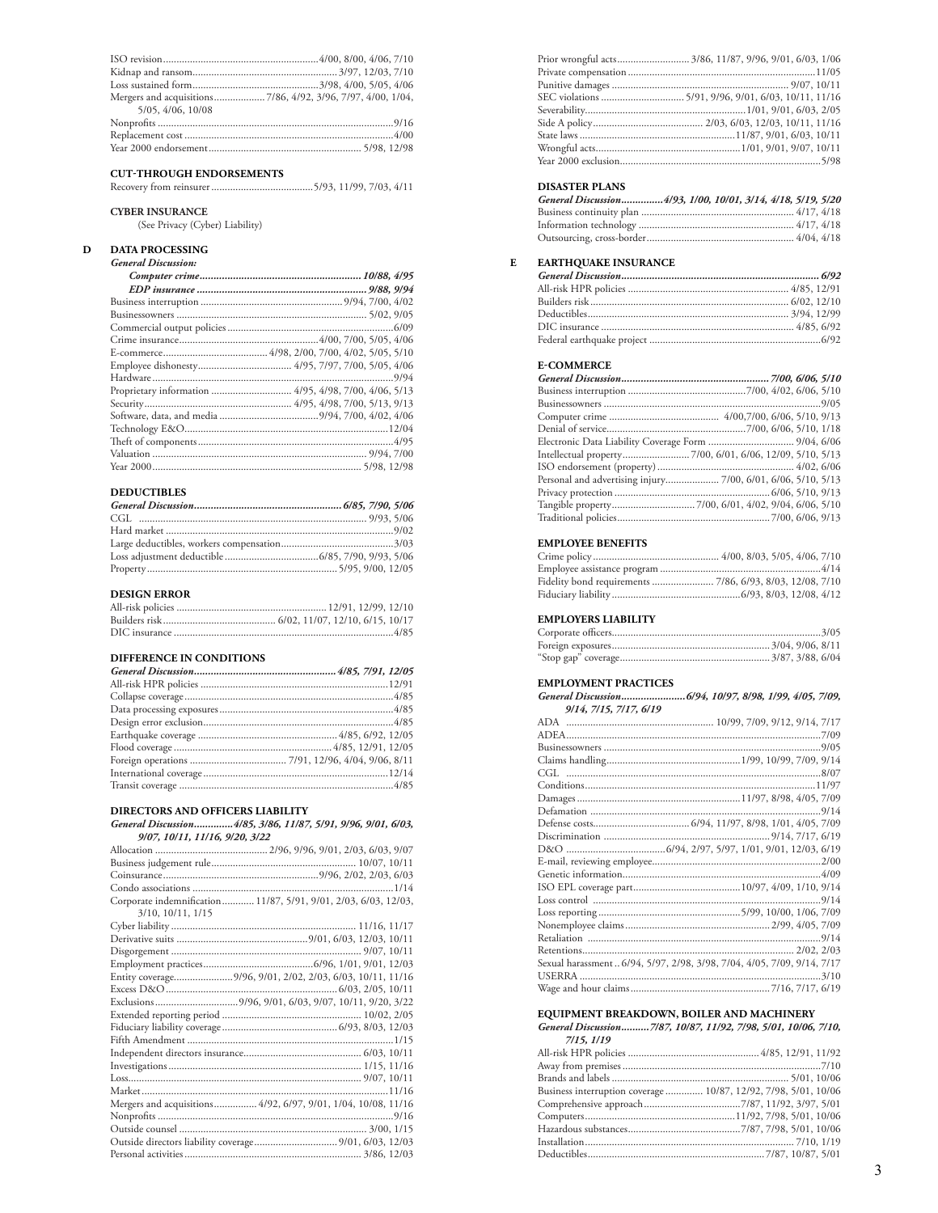ISO revision ... 4/00, 8/00, 4/06, 7/10
Kidnap and ransom ... 3/97, 12/03, 7/10
Loss sustained form ... 3/98, 4/00, 5/05, 4/06
Mergers and acquisitions ... 7/86, 4/92, 3/96, 7/97, 4/00, 1/04, 5/05, 4/06, 10/08
Nonprofits ... 9/16
Replacement cost ... 4/00
Year 2000 endorsement ... 5/98, 12/98

### CUT-THROUGH ENDORSEMENTS

Recovery from reinsurer ... 5/93, 11/99, 7/03, 4/11

### CYBER INSURANCE

(See Privacy (Cyber) Liability)

## D

### DATA PROCESSING

*General Discussion:*

***Computer crime ... 10/88, 4/95***
***EDP insurance ... 9/88, 9/94***
Business interruption ... 9/94, 7/00, 4/02
Businessowners ... 5/02, 9/05
Commercial output policies ... 6/09
Crime insurance ... 4/00, 7/00, 5/05, 4/06
E-commerce ... 4/98, 2/00, 7/00, 4/02, 5/05, 5/10
Employee dishonesty ... 4/95, 7/97, 7/00, 5/05, 4/06
Hardware ... 9/94
Proprietary information ... 4/95, 4/98, 7/00, 4/06, 5/13
Security ... 4/95, 4/98, 7/00, 5/13, 9/13
Software, data, and media ... 9/94, 7/00, 4/02, 4/06
Technology E&O ... 12/04
Theft of components ... 4/95
Valuation ... 9/94, 7/00
Year 2000 ... 5/98, 12/98

### DEDUCTIBLES

***General Discussion ... 6/85, 7/90, 5/06***
CGL ... 9/93, 5/06
Hard market ... 9/02
Large deductibles, workers compensation ... 3/03
Loss adjustment deductible ... 6/85, 7/90, 9/93, 5/06
Property ... 5/95, 9/00, 12/05

### DESIGN ERROR

All-risk policies ... 12/91, 12/99, 12/10
Builders risk ... 6/02, 11/07, 12/10, 6/15, 10/17
DIC insurance ... 4/85

### DIFFERENCE IN CONDITIONS

***General Discussion ... 4/85, 7/91, 12/05***
All-risk HPR policies ... 12/91
Collapse coverage ... 4/85
Data processing exposures ... 4/85
Design error exclusion ... 4/85
Earthquake coverage ... 4/85, 6/92, 12/05
Flood coverage ... 4/85, 12/91, 12/05
Foreign operations ... 7/91, 12/96, 4/04, 9/06, 8/11
International coverage ... 12/14
Transit coverage ... 4/85

### DIRECTORS AND OFFICERS LIABILITY

***General Discussion ... 4/85, 3/86, 11/87, 5/91, 9/96, 9/01, 6/03, 9/07, 10/11, 11/16, 9/20, 3/22***
Allocation ... 2/96, 9/96, 9/01, 2/03, 6/03, 9/07
Business judgement rule ... 10/07, 10/11
Coinsurance ... 9/96, 2/02, 2/03, 6/03
Condo associations ... 1/14
Corporate indemnification ... 11/87, 5/91, 9/01, 2/03, 6/03, 12/03, 3/10, 10/11, 1/15
Cyber liability ... 11/16, 11/17
Derivative suits ... 9/01, 6/03, 12/03, 10/11
Disgorgement ... 9/07, 10/11
Employment practices ... 6/96, 1/01, 9/01, 12/03
Entity coverage ... 9/96, 9/01, 2/02, 2/03, 6/03, 10/11, 11/16
Excess D&O ... 6/03, 2/05, 10/11
Exclusions ... 9/96, 9/01, 6/03, 9/07, 10/11, 9/20, 3/22
Extended reporting period ... 10/02, 2/05
Fiduciary liability coverage ... 6/93, 8/03, 12/03
Fifth Amendment ... 1/15
Independent directors insurance ... 6/03, 10/11
Investigations ... 1/15, 11/16
Loss ... 9/07, 10/11
Market ... 11/16
Mergers and acquisitions ... 4/92, 6/97, 9/01, 1/04, 10/08, 11/16
Nonprofits ... 9/16
Outside counsel ... 3/00, 1/15
Outside directors liability coverage ... 9/01, 6/03, 12/03
Personal activities ... 3/86, 12/03
Prior wrongful acts ... 3/86, 11/87, 9/96, 9/01, 6/03, 1/06
Private compensation ... 11/05
Punitive damages ... 9/07, 10/11
SEC violations ... 5/91, 9/96, 9/01, 6/03, 10/11, 11/16
Severability ... 1/01, 9/01, 6/03, 2/05
Side A policy ... 2/03, 6/03, 12/03, 10/11, 11/16
State laws ... 11/87, 9/01, 6/03, 10/11
Wrongful acts ... 1/01, 9/01, 9/07, 10/11
Year 2000 exclusion ... 5/98

### DISASTER PLANS

***General Discussion ... 4/93, 1/00, 10/01, 3/14, 4/18, 5/19, 5/20***
Business continuity plan ... 4/17, 4/18
Information technology ... 4/17, 4/18
Outsourcing, cross-border ... 4/04, 4/18

## E

### EARTHQUAKE INSURANCE

***General Discussion ... 6/92***
All-risk HPR policies ... 4/85, 12/91
Builders risk ... 6/02, 12/10
Deductibles ... 3/94, 12/99
DIC insurance ... 4/85, 6/92
Federal earthquake project ... 6/92

### E-COMMERCE

***General Discussion ... 7/00, 6/06, 5/10***
Business interruption ... 7/00, 4/02, 6/06, 5/10
Businessowners ... 9/05
Computer crime ... 4/00, 7/00, 6/06, 5/10, 9/13
Denial of service ... 7/00, 6/06, 5/10, 1/18
Electronic Data Liability Coverage Form ... 9/04, 6/06
Intellectual property ... 7/00, 6/01, 6/06, 12/09, 5/10, 5/13
ISO endorsement (property) ... 4/02, 6/06
Personal and advertising injury ... 7/00, 6/01, 6/06, 5/10, 5/13
Privacy protection ... 6/06, 5/10, 9/13
Tangible property ... 7/00, 6/01, 4/02, 9/04, 6/06, 5/10
Traditional policies ... 7/00, 6/06, 9/13

### EMPLOYEE BENEFITS

Crime policy ... 4/00, 8/03, 5/05, 4/06, 7/10
Employee assistance program ... 4/14
Fidelity bond requirements ... 7/86, 6/93, 8/03, 12/08, 7/10
Fiduciary liability ... 6/93, 8/03, 12/08, 4/12

### EMPLOYERS LIABILITY

Corporate officers ... 3/05
Foreign exposures ... 3/04, 9/06, 8/11
"Stop gap" coverage ... 3/87, 3/88, 6/04

### EMPLOYMENT PRACTICES

***General Discussion ... 6/94, 10/97, 8/98, 1/99, 4/05, 7/09, 9/14, 7/15, 7/17, 6/19***
ADA ... 10/99, 7/09, 9/12, 9/14, 7/17
ADEA ... 7/09
Businessowners ... 9/05
Claims handling ... 1/99, 10/99, 7/09, 9/14
CGL ... 8/07
Conditions ... 11/97
Damages ... 11/97, 8/98, 4/05, 7/09
Defamation ... 9/14
Defense costs ... 6/94, 11/97, 8/98, 1/01, 4/05, 7/09
Discrimination ... 9/14, 7/17, 6/19
D&O ... 6/94, 2/97, 5/97, 1/01, 9/01, 12/03, 6/19
E-mail, reviewing employee ... 2/00
Genetic information ... 4/09
ISO EPL coverage part ... 10/97, 4/09, 1/10, 9/14
Loss control ... 9/14
Loss reporting ... 5/99, 10/00, 1/06, 7/09
Nonemployee claims ... 2/99, 4/05, 7/09
Retaliation ... 9/14
Retentions ... 2/02, 2/03
Sexual harassment ... 6/94, 5/97, 2/98, 3/98, 7/04, 4/05, 7/09, 9/14, 7/17
USERRA ... 3/10
Wage and hour claims ... 7/16, 7/17, 6/19

### EQUIPMENT BREAKDOWN, BOILER AND MACHINERY

***General Discussion ... 7/87, 10/87, 11/92, 7/98, 5/01, 10/06, 7/10, 7/15, 1/19***
All-risk HPR policies ... 4/85, 12/91, 11/92
Away from premises ... 7/10
Brands and labels ... 5/01, 10/06
Business interruption coverage ... 10/87, 12/92, 7/98, 5/01, 10/06
Comprehensive approach ... 7/87, 11/92, 3/97, 5/01
Computers ... 11/92, 7/98, 5/01, 10/06
Hazardous substances ... 7/87, 7/98, 5/01, 10/06
Installation ... 7/10, 1/19
Deductibles ... 7/87, 10/87, 5/01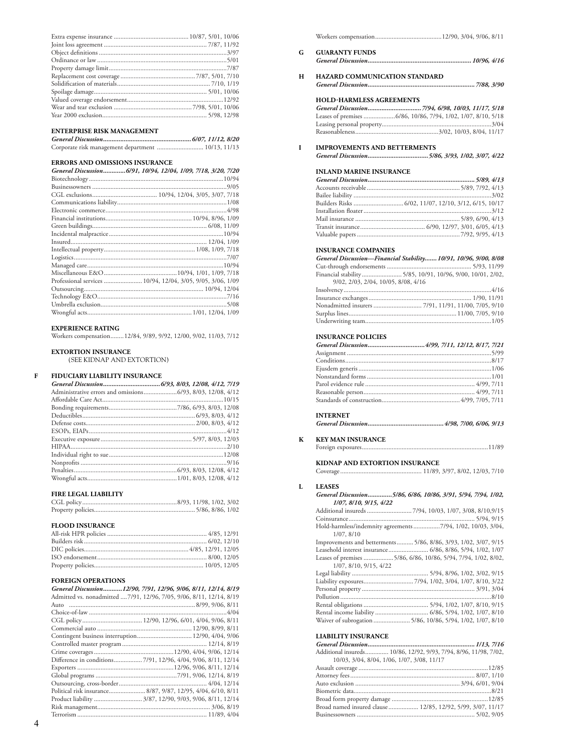Extra expense insurance ............................................. 10/87, 5/01, 10/06
Joint loss agreement ............................................................ 7/87, 11/92
Object definitions ..........................................................................3/97
Ordinance or law ............................................................................5/01
Property damage limit.....................................................................7/87
Replacement cost coverage ............................................. 7/87, 5/01, 7/10
Solidification of materials ..................................................... 7/10, 1/19
Spoilage damage................................................................. 5/01, 10/06
Valued coverage endorsement.........................................................12/92
Wear and tear exclusion .............................................. 7/98, 5/01, 10/06
Year 2000 exclusion............................................................. 5/98, 12/98

### ENTERPRISE RISK MANAGEMENT

***General Discussion................................................. 6/07, 11/12, 8/20***
Corporate risk management department ........................... 10/13, 11/13

### ERRORS AND OMISSIONS INSURANCE

***General Discussion.............6/91, 10/94, 12/04, 1/09, 7/18, 3/20, 7/20***
Biotechnology ................................................................................10/94
Businessowners ................................................................................9/05
CGL exclusions...................................... 10/94, 12/04, 3/05, 3/07, 7/18
Communications liability..................................................................1/08
Electronic commerce.........................................................................4/98
Financial institutions.................................................... 10/94, 8/96, 1/09
Green buildings.............................................................. 6/08, 11/09
Incidental malpractice....................................................................10/94
Insured............................................................................... 12/04, 1/09
Intellectual property...................................................... 1/08, 1/09, 7/18
Logistics...........................................................................................7/07
Managed care.................................................................................10/94
Miscellaneous E&O........................................... 10/94, 1/01, 1/09, 7/18
Professional services ...................... 10/94, 12/04, 3/05, 9/05, 3/06, 1/09
Outsourcing........................................................................ 10/94, 12/04
Technology E&O.............................................................................7/16
Umbrella exclusion...........................................................................5/08
Wrongful acts............................................................... 1/01, 12/04, 1/09

### EXPERIENCE RATING

Workers compensation........12/84, 9/89, 9/92, 12/00, 9/02, 11/03, 7/12

### EXTORTION INSURANCE

(SEE KIDNAP AND EXTORTION)

## F

### FIDUCIARY LIABILITY INSURANCE

***General Discussion................................. 6/93, 8/03, 12/08, 4/12, 7/19***
Administrative errors and omissions.................... 6/93, 8/03, 12/08, 4/12
Affordable Care Act........................................................................10/15
Bonding requirements......................................... 7/86, 6/93, 8/03, 12/08
Deductibles.................................................................. 6/93, 8/03, 4/12
Defense costs................................................................. 2/00, 8/03, 4/12
ESOPs, EIAPs..................................................................................4/12
Executive exposure ....................................................... 5/97, 8/03, 12/03
HIPAA.............................................................................................2/10
Individual right to sue.....................................................................12/08
Nonprofits .......................................................................................9/16
Penalties............................................................. 6/93, 8/03, 12/08, 4/12
Wrongful acts...................................................... 1/01, 8/03, 12/08, 4/12

### FIRE LEGAL LIABILITY

CGL policy.......................................................... 8/93, 11/98, 1/02, 3/02
Property policies............................................................ 5/86, 8/86, 1/02

### FLOOD INSURANCE

All-risk HPR policies ............................................................ 4/85, 12/91
Builders risk ......................................................................... 6/02, 12/10
DIC policies............................................................... 4/85, 12/91, 12/05
ISO endorsement................................................................ 8/00, 12/05
Property policies................................................................ 10/05, 12/05

### FOREIGN OPERATIONS

***General Discussion...........12/90, 7/91, 12/96, 9/06, 8/11, 12/14, 8/19***
Admitted vs. nonadmitted ....7/91, 12/96, 7/05, 9/06, 8/11, 12/14, 8/19
Auto ......................................................................... 8/99, 9/06, 8/11
Choice-of-law ...................................................................................4/04
CGL policy.................................... 12/90, 12/96, 6/01, 4/04, 9/06, 8/11
Commercial auto ......................................................... 12/90, 8/99, 8/11
Contingent business interruption................................ 12/90, 4/04, 9/06
Controlled master program .................................................. 12/14, 8/19
Crime coverages ............................................... 12/90, 4/04, 9/06, 12/14
Difference in conditions................. 7/91, 12/96, 4/04, 9/06, 8/11, 12/14
Exporters ......................................................... 12/96, 9/06, 8/11, 12/14
Global programs .................................................. 7/91, 9/06, 12/14, 8/19
Outsourcing, cross-border...................................................... 4/04, 12/14
Political risk insurance...................... 8/87, 9/87, 12/95, 4/04, 6/10, 8/11
Product liability ............................ 3/87, 12/90, 9/03, 9/06, 8/11, 12/14
Risk management................................................................... 3/06, 8/19
Terrorism ............................................................................. 11/89, 4/04

Workers compensation........................................12/90, 3/04, 9/06, 8/11

## G

### GUARANTY FUNDS

***General Discussion........................................................... 10/96, 4/16***

## H

### HAZARD COMMUNICATION STANDARD

***General Discussion............................................................. 7/88, 3/90***

### HOLD-HARMLESS AGREEMENTS

***General Discussion............................... 7/94, 6/98, 10/03, 11/17, 5/18***
Leases of premises ................... 6/86, 10/86, 7/94, 1/02, 1/07, 8/10, 5/18
Leasing personal property.................................................................3/04
Reasonableness.................................................. 3/02, 10/03, 8/04, 11/17

## I

### IMPROVEMENTS AND BETTERMENTS

***General Discussion................................... 5/86, 3/93, 1/02, 3/07, 4/22***

### INLAND MARINE INSURANCE

***General Discussion............................................................. 5/89, 4/13***
Accounts receivable ......................................................... 5/89, 7/92, 4/13
Bailee liability ..................................................................................3/02
Builders Risks ............................ 6/02, 11/07, 12/10, 3/12, 6/15, 10/17
Installation floater ............................................................................3/12
Mail insurance ............................................................... 5/89, 6/90, 4/13
Transit insurance....................................... 6/90, 12/97, 3/01, 6/05, 4/13
Valuable papers .............................................................. 7/92, 9/95, 4/13

### INSURANCE COMPANIES

***General Discussion—Financial Stability....... 10/91, 10/96, 9/00, 8/08***
Cut-through endorsements .................................................. 5/93, 11/99
Financial stability ........................ 5/85, 10/91, 10/96, 9/00, 10/01, 2/02, 9/02, 2/03, 2/04, 10/05, 8/08, 4/16
Insolvency........................................................................................4/16
Insurance exchanges ............................................................ 1/90, 11/91
Nonadmitted insurers ............................ 7/91, 11/91, 11/00, 7/05, 9/10
Surplus lines................................................................ 11/00, 7/05, 9/10
Underwriting team...........................................................................1/05

### INSURANCE POLICIES

***General Discussion................................ 4/99, 7/11, 12/12, 8/17, 7/21***
Assignment ......................................................................................5/99
Conditions........................................................................................8/17
Ejusdem generis ...............................................................................1/06
Nonstandard forms ...........................................................................1/01
Parol evidence rule ................................................................ 4/99, 7/11
Reasonable person................................................................. 4/99, 7/11
Standards of construction.............................................. 4/99, 7/05, 7/11

### INTERNET

***General Discussion........................................... 4/98, 7/00, 6/06, 9/13***

## K

### KEY MAN INSURANCE

Foreign exposures...........................................................................11/89

### KIDNAP AND EXTORTION INSURANCE

Coverage................................................ 11/89, 3/97, 8/02, 12/03, 7/10

## L

### LEASES

***General Discussion..............5/86, 6/86, 10/86, 3/91, 5/94, 7/94, 1/02, 1/07, 8/10, 9/15, 4/22***
Additional insureds .......................... 7/94, 10/03, 1/07, 3/08, 8/10,9/15
Coinsurance.......................................................................... 5/94, 9/15
Hold-harmless/indemnity agreements ................7/94, 1/02, 10/03, 3/04, 1/07, 8/10
Improvements and betterments.......... 5/86, 8/86, 3/93, 1/02, 3/07, 9/15
Leasehold interest insurance........................ 6/86, 8/86, 5/94, 1/02, 1/07
Leases of premises .................. 5/86, 6/86, 10/86, 5/94, 7/94, 1/02, 8/02, 1/07, 8/10, 9/15, 4/22
Legal liability ............................................. 5/94, 8/96, 1/02, 3/02, 9/15
Liability exposures............................. 7/94, 1/02, 3/04, 1/07, 8/10, 3/22
Personal property .................................................................. 3/91, 3/04
Pollution ..........................................................................................8/10
Rental obligations ...................................... 5/94, 1/02, 1/07, 8/10, 9/15
Rental income liability ................................ 6/86, 5/94, 1/02, 1/07, 8/10
Waiver of subrogation ..................... 5/86, 10/86, 5/94, 1/02, 1/07, 8/10

### LIABILITY INSURANCE

***General Discussion.............................................................. 1/13, 7/16***
Additional insureds............. 10/86, 12/92, 9/93, 7/94, 8/96, 11/98, 7/02, 10/03, 3/04, 8/04, 1/06, 1/07, 3/08, 11/17
Assault coverage .............................................................................12/85
Attorney fees.......................................................................... 8/07, 1/10
Auto exclusion ............................................................... 3/94, 6/01, 9/04
Biometric data..................................................................................8/21
Broad form property damage ..........................................................12/85
Broad named insured clause .................. 12/85, 12/92, 5/99, 3/07, 11/17
Businessowners ..................................................................... 5/02, 9/05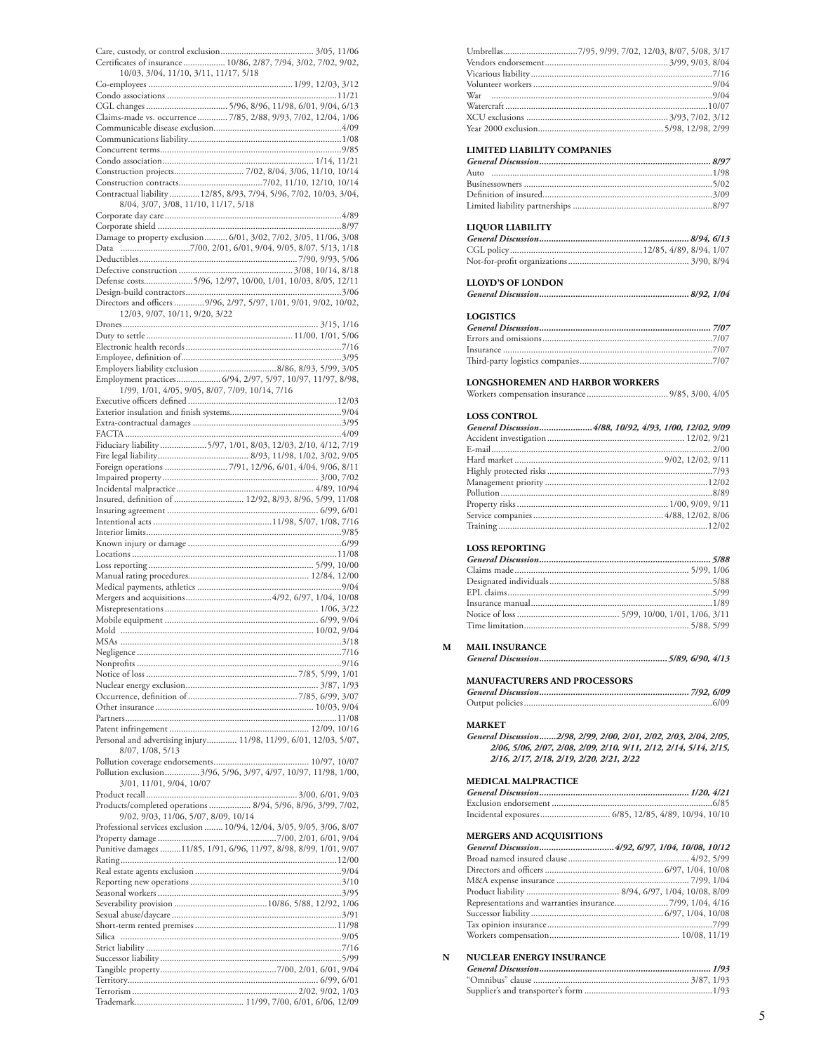Care, custody, or control exclusion ........ 3/05, 11/06
Certificates of insurance ........ 10/86, 2/87, 7/94, 3/02, 7/02, 9/02, 10/03, 3/04, 11/10, 3/11, 11/17, 5/18
Co-employees ........ 1/99, 12/03, 3/12
Condo associations ........ 11/21
CGL changes ........ 5/96, 8/96, 11/98, 6/01, 9/04, 6/13
Claims-made vs. occurrence ........ 7/85, 2/88, 9/93, 7/02, 12/04, 1/06
Communicable disease exclusion ........ 4/09
Communications liability ........ 1/08
Concurrent terms ........ 9/85
Condo association ........ 1/14, 11/21
Construction projects ........ 7/02, 8/04, 3/06, 11/10, 10/14
Construction contracts ........ 7/02, 11/10, 12/10, 10/14
Contractual liability ........ 12/85, 8/93, 7/94, 5/96, 7/02, 10/03, 3/04, 8/04, 3/07, 3/08, 11/10, 11/17, 5/18
Corporate day care ........ 4/89
Corporate shield ........ 8/97
Damage to property exclusion ........ 6/01, 3/02, 7/02, 3/05, 11/06, 3/08
Data ........ 7/00, 2/01, 6/01, 9/04, 9/05, 8/07, 5/13, 1/18
Deductibles ........ 7/90, 9/93, 5/06
Defective construction ........ 3/08, 10/14, 8/18
Defense costs ........ 5/96, 12/97, 10/00, 1/01, 10/03, 8/05, 12/11
Design-build contractors ........ 3/06
Directors and officers ........ 9/96, 2/97, 5/97, 1/01, 9/01, 9/02, 10/02, 12/03, 9/07, 10/11, 9/20, 3/22
Drones ........ 3/15, 1/16
Duty to settle ........ 11/00, 1/01, 5/06
Electronic health records ........ 7/16
Employee, definition of ........ 3/95
Employers liability exclusion ........ 8/86, 8/93, 5/99, 3/05
Employment practices ........ 6/94, 2/97, 5/97, 10/97, 11/97, 8/98, 1/99, 1/01, 4/05, 9/05, 8/07, 7/09, 10/14, 7/16
Executive officers defined ........ 12/03
Exterior insulation and finish systems ........ 9/04
Extra-contractual damages ........ 3/95
FACTA ........ 4/09
Fiduciary liability ........ 5/97, 1/01, 8/03, 12/03, 2/10, 4/12, 7/19
Fire legal liability ........ 8/93, 11/98, 1/02, 3/02, 9/05
Foreign operations ........ 7/91, 12/96, 6/01, 4/04, 9/06, 8/11
Impaired property ........ 3/00, 7/02
Incidental malpractice ........ 4/89, 10/94
Insured, definition of ........ 12/92, 8/93, 8/96, 5/99, 11/08
Insuring agreement ........ 6/99, 6/01
Intentional acts ........ 11/98, 5/07, 1/08, 7/16
Interior limits ........ 9/85
Known injury or damage ........ 6/99
Locations ........ 11/08
Loss reporting ........ 5/99, 10/00
Manual rating procedures ........ 12/84, 12/00
Medical payments, athletics ........ 9/04
Mergers and acquisitions ........ 4/92, 6/97, 1/04, 10/08
Misrepresentations ........ 1/06, 3/22
Mobile equipment ........ 6/99, 9/04
Mold ........ 10/02, 9/04
MSAs ........ 3/18
Negligence ........ 7/16
Nonprofits ........ 9/16
Notice of loss ........ 7/85, 5/99, 1/01
Nuclear energy exclusion ........ 3/87, 1/93
Occurrence, definition of ........ 7/85, 6/99, 3/07
Other insurance ........ 10/03, 9/04
Partners ........ 11/08
Patent infringement ........ 12/09, 10/16
Personal and advertising injury ........ 11/98, 11/99, 6/01, 12/03, 5/07, 8/07, 1/08, 5/13
Pollution coverage endorsements ........ 10/97, 10/07
Pollution exclusion ........ 3/96, 5/96, 3/97, 4/97, 10/97, 11/98, 1/00, 3/01, 11/01, 9/04, 10/07
Product recall ........ 3/00, 6/01, 9/03
Products/completed operations ........ 8/94, 5/96, 8/96, 3/99, 7/02, 9/02, 9/03, 11/06, 5/07, 8/09, 10/14
Professional services exclusion ........ 10/94, 12/04, 3/05, 9/05, 3/06, 8/07
Property damage ........ 7/00, 2/01, 6/01, 9/04
Punitive damages ........ 11/85, 1/91, 6/96, 11/97, 8/98, 8/99, 1/01, 9/07
Rating ........ 12/00
Real estate agents exclusion ........ 9/04
Reporting new operations ........ 3/10
Seasonal workers ........ 3/95
Severability provision ........ 10/86, 5/88, 12/92, 1/06
Sexual abuse/daycare ........ 3/91
Short-term rented premises ........ 11/98
Silica ........ 9/05
Strict liability ........ 7/16
Successor liability ........ 5/99
Tangible property ........ 7/00, 2/01, 6/01, 9/04
Territory ........ 6/99, 6/01
Terrorism ........ 2/02, 9/02, 1/03
Trademark ........ 11/99, 7/00, 6/01, 6/06, 12/09
Umbrellas ........ 7/95, 9/99, 7/02, 12/03, 8/07, 5/08, 3/17
Vendors endorsement ........ 3/99, 9/03, 8/04
Vicarious liability ........ 7/16
Volunteer workers ........ 9/04
War ........ 9/04
Watercraft ........ 10/07
XCU exclusions ........ 3/93, 7/02, 3/12
Year 2000 exclusion ........ 5/98, 12/98, 2/99

**LIMITED LIABILITY COMPANIES**

***General Discussion ........ 8/97***
Auto ........ 1/98
Businessowners ........ 5/02
Definition of insured ........ 3/09
Limited liability partnerships ........ 8/97

**LIQUOR LIABILITY**

***General Discussion ........ 8/94, 6/13***
CGL policy ........ 12/85, 4/89, 8/94, 1/07
Not-for-profit organizations ........ 3/90, 8/94

**LLOYD'S OF LONDON**

***General Discussion ........ 8/92, 1/04***

**LOGISTICS**

***General Discussion ........ 7/07***
Errors and omissions ........ 7/07
Insurance ........ 7/07
Third-party logistics companies ........ 7/07

**LONGSHOREMEN AND HARBOR WORKERS**

Workers compensation insurance ........ 9/85, 3/00, 4/05

**LOSS CONTROL**

***General Discussion ........ 4/88, 10/92, 4/93, 1/00, 12/02, 9/09***
Accident investigation ........ 12/02, 9/21
E-mail ........ 2/00
Hard market ........ 9/02, 12/02, 9/11
Highly protected risks ........ 7/93
Management priority ........ 12/02
Pollution ........ 8/89
Property risks ........ 1/00, 9/09, 9/11
Service companies ........ 4/88, 12/02, 8/06
Training ........ 12/02

**LOSS REPORTING**

***General Discussion ........ 5/88***
Claims made ........ 5/99, 1/06
Designated individuals ........ 5/88
EPL claims ........ 5/99
Insurance manual ........ 1/89
Notice of loss ........ 5/99, 10/00, 1/01, 1/06, 3/11
Time limitation ........ 5/88, 5/99

## M

**MAIL INSURANCE**

***General Discussion ........ 5/89, 6/90, 4/13***

**MANUFACTURERS AND PROCESSORS**

***General Discussion ........ 7/92, 6/09***
Output policies ........ 6/09

**MARKET**

***General Discussion ........ 2/98, 2/99, 2/00, 2/01, 2/02, 2/03, 2/04, 2/05, 2/06, 5/06, 2/07, 2/08, 2/09, 2/10, 9/11, 2/12, 2/14, 5/14, 2/15, 2/16, 2/17, 2/18, 2/19, 2/20, 2/21, 2/22***

**MEDICAL MALPRACTICE**

***General Discussion ........ 1/20, 4/21***
Exclusion endorsement ........ 6/85
Incidental exposures ........ 6/85, 12/85, 4/89, 10/94, 10/10

**MERGERS AND ACQUISITIONS**

***General Discussion ........ 4/92, 6/97, 1/04, 10/08, 10/12***
Broad named insured clause ........ 4/92, 5/99
Directors and officers ........ 6/97, 1/04, 10/08
M&A expense insurance ........ 7/99, 1/04
Product liability ........ 8/94, 6/97, 1/04, 10/08, 8/09
Representations and warranties insurance ........ 7/99, 1/04, 4/16
Successor liability ........ 6/97, 1/04, 10/08
Tax opinion insurance ........ 7/99
Workers compensation ........ 10/08, 11/19

## N

**NUCLEAR ENERGY INSURANCE**

***General Discussion ........ 1/93***
"Omnibus" clause ........ 3/87, 1/93
Supplier's and transporter's form ........ 1/93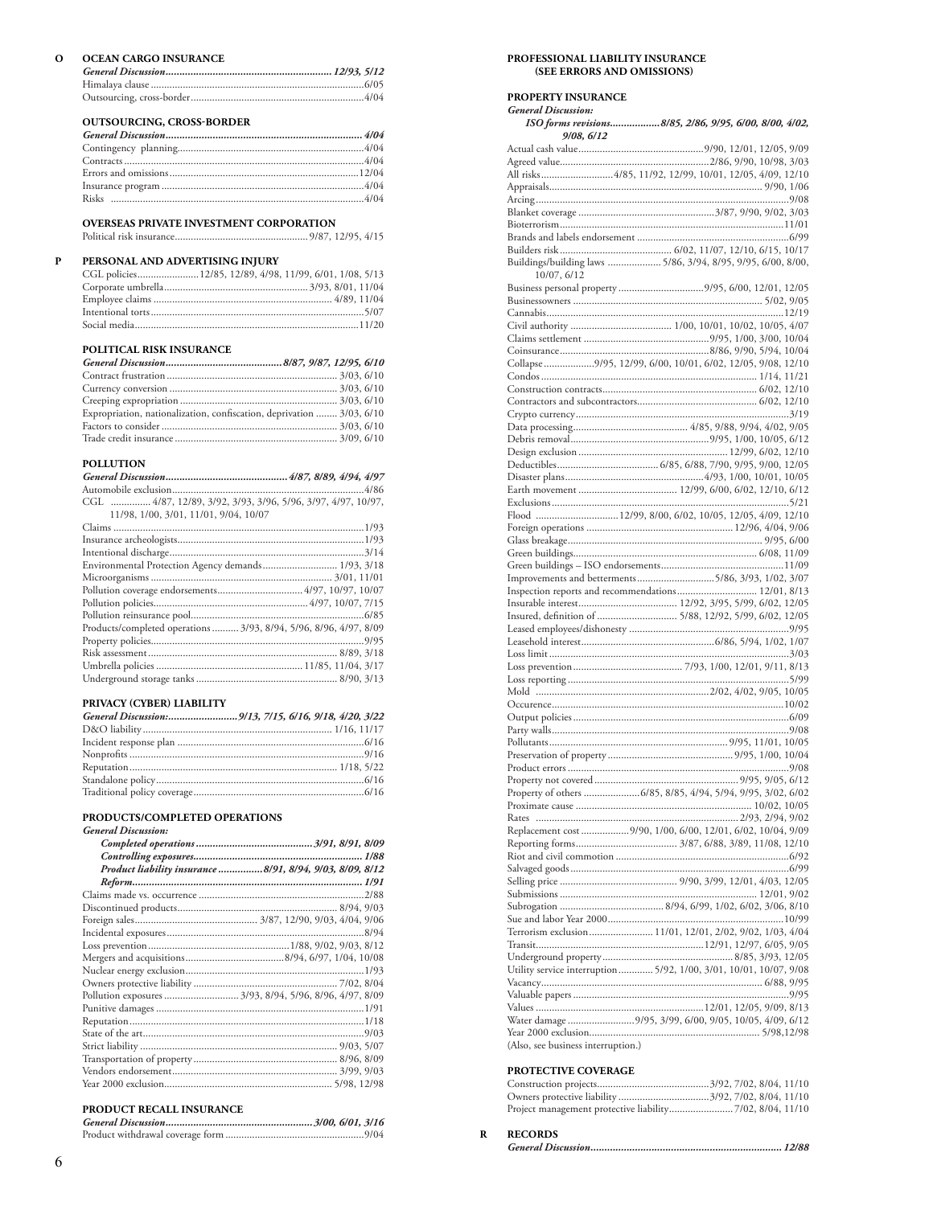**O**

### OCEAN CARGO INSURANCE

***General Discussion*** ... ***12/93, 5/12***
Himalaya clause ... 6/05
Outsourcing, cross-border ... 4/04

### OUTSOURCING, CROSS-BORDER

***General Discussion*** ... ***4/04***
Contingency planning ... 4/04
Contracts ... 4/04
Errors and omissions ... 12/04
Insurance program ... 4/04
Risks ... 4/04

### OVERSEAS PRIVATE INVESTMENT CORPORATION

Political risk insurance ... 9/87, 12/95, 4/15

**P**

### PERSONAL AND ADVERTISING INJURY

CGL policies ... 12/85, 12/89, 4/98, 11/99, 6/01, 1/08, 5/13
Corporate umbrella ... 3/93, 8/01, 11/04
Employee claims ... 4/89, 11/04
Intentional torts ... 5/07
Social media ... 11/20

### POLITICAL RISK INSURANCE

***General Discussion*** ... ***8/87, 9/87, 12/95, 6/10***
Contract frustration ... 3/03, 6/10
Currency conversion ... 3/03, 6/10
Creeping expropriation ... 3/03, 6/10
Expropriation, nationalization, confiscation, deprivation ... 3/03, 6/10
Factors to consider ... 3/03, 6/10
Trade credit insurance ... 3/09, 6/10

### POLLUTION

***General Discussion*** ... ***4/87, 8/89, 4/94, 4/97***
Automobile exclusion ... 4/86
CGL ... 4/87, 12/89, 3/92, 3/93, 3/96, 5/96, 3/97, 4/97, 10/97, 11/98, 1/00, 3/01, 11/01, 9/04, 10/07
Claims ... 1/93
Insurance archeologists ... 1/93
Intentional discharge ... 3/14
Environmental Protection Agency demands ... 1/93, 3/18
Microorganisms ... 3/01, 11/01
Pollution coverage endorsements ... 4/97, 10/97, 10/07
Pollution policies ... 4/97, 10/07, 7/15
Pollution reinsurance pool ... 6/85
Products/completed operations ... 3/93, 8/94, 5/96, 8/96, 4/97, 8/09
Property policies ... 9/95
Risk assessment ... 8/89, 3/18
Umbrella policies ... 11/85, 11/04, 3/17
Underground storage tanks ... 8/90, 3/13

### PRIVACY (CYBER) LIABILITY

***General Discussion:*** ... ***9/13, 7/15, 6/16, 9/18, 4/20, 3/22***
D&O liability ... 1/16, 11/17
Incident response plan ... 6/16
Nonprofits ... 9/16
Reputation ... 1/18, 5/22
Standalone policy ... 6/16
Traditional policy coverage ... 6/16

### PRODUCTS/COMPLETED OPERATIONS

*General Discussion:*
***Completed operations*** ... ***3/91, 8/91, 8/09***
***Controlling exposures*** ... ***1/88***
***Product liability insurance*** ... ***8/91, 8/94, 9/03, 8/09, 8/12***
***Reform*** ... ***1/91***
Claims made vs. occurrence ... 2/88
Discontinued products ... 8/94, 9/03
Foreign sales ... 3/87, 12/90, 9/03, 4/04, 9/06
Incidental exposures ... 8/94
Loss prevention ... 1/88, 9/02, 9/03, 8/12
Mergers and acquisitions ... 8/94, 6/97, 1/04, 10/08
Nuclear energy exclusion ... 1/93
Owners protective liability ... 7/02, 8/04
Pollution exposures ... 3/93, 8/94, 5/96, 8/96, 4/97, 8/09
Punitive damages ... 1/91
Reputation ... 1/18
State of the art ... 9/03
Strict liability ... 9/03, 5/07
Transportation of property ... 8/96, 8/09
Vendors endorsement ... 3/99, 9/03
Year 2000 exclusion ... 5/98, 12/98

### PRODUCT RECALL INSURANCE

***General Discussion*** ... ***3/00, 6/01, 3/16***
Product withdrawal coverage form ... 9/04

### PROFESSIONAL LIABILITY INSURANCE (SEE ERRORS AND OMISSIONS)

### PROPERTY INSURANCE

*General Discussion:*
***ISO forms revisions*** ... ***8/85, 2/86, 9/95, 6/00, 8/00, 4/02, 9/08, 6/12***
Actual cash value ... 9/90, 12/01, 12/05, 9/09
Agreed value ... 2/86, 9/90, 10/98, 3/03
All risks ... 4/85, 11/92, 12/99, 10/01, 12/05, 4/09, 12/10
Appraisals ... 9/90, 1/06
Arcing ... 9/08
Blanket coverage ... 3/87, 9/90, 9/02, 3/03
Bioterrorism ... 11/01
Brands and labels endorsement ... 6/99
Builders risk ... 6/02, 11/07, 12/10, 6/15, 10/17
Buildings/building laws ... 5/86, 3/94, 8/95, 9/95, 6/00, 8/00, 10/07, 6/12
Business personal property ... 9/95, 6/00, 12/01, 12/05
Businessowners ... 5/02, 9/05
Cannabis ... 12/19
Civil authority ... 1/00, 10/01, 10/02, 10/05, 4/07
Claims settlement ... 9/95, 1/00, 3/00, 10/04
Coinsurance ... 8/86, 9/90, 5/94, 10/04
Collapse ... 9/95, 12/99, 6/00, 10/01, 6/02, 12/05, 9/08, 12/10
Condos ... 1/14, 11/21
Construction contracts ... 6/02, 12/10
Contractors and subcontractors ... 6/02, 12/10
Crypto currency ... 3/19
Data processing ... 4/85, 9/88, 9/94, 4/02, 9/05
Debris removal ... 9/95, 1/00, 10/05, 6/12
Design exclusion ... 12/99, 6/02, 12/10
Deductibles ... 6/85, 6/88, 7/90, 9/95, 9/00, 12/05
Disaster plans ... 4/93, 1/00, 10/01, 10/05
Earth movement ... 12/99, 6/00, 6/02, 12/10, 6/12
Exclusions ... 5/21
Flood ... 12/99, 8/00, 6/02, 10/05, 12/05, 4/09, 12/10
Foreign operations ... 12/96, 4/04, 9/06
Glass breakage ... 9/95, 6/00
Green buildings ... 6/08, 11/09
Green buildings – ISO endorsements ... 11/09
Improvements and betterments ... 5/86, 3/93, 1/02, 3/07
Inspection reports and recommendations ... 12/01, 8/13
Insurable interest ... 12/92, 3/95, 5/99, 6/02, 12/05
Insured, definition of ... 5/88, 12/92, 5/99, 6/02, 12/05
Leased employees/dishonesty ... 9/95
Leasehold interest ... 6/86, 5/94, 1/02, 1/07
Loss limit ... 3/03
Loss prevention ... 7/93, 1/00, 12/01, 9/11, 8/13
Loss reporting ... 5/99
Mold ... 2/02, 4/02, 9/05, 10/05
Occurence ... 10/02
Output policies ... 6/09
Party walls ... 9/08
Pollutants ... 9/95, 11/01, 10/05
Preservation of property ... 9/95, 1/00, 10/04
Product errors ... 9/08
Property not covered ... 9/95, 9/05, 6/12
Property of others ... 6/85, 8/85, 4/94, 5/94, 9/95, 3/02, 6/02
Proximate cause ... 10/02, 10/05
Rates ... 2/93, 2/94, 9/02
Replacement cost ... 9/90, 1/00, 6/00, 12/01, 6/02, 10/04, 9/09
Reporting forms ... 3/87, 6/88, 3/89, 11/08, 12/10
Riot and civil commotion ... 6/92
Salvaged goods ... 6/99
Selling price ... 9/90, 3/99, 12/01, 4/03, 12/05
Submissions ... 12/01, 9/02
Subrogation ... 8/94, 6/99, 1/02, 6/02, 3/06, 8/10
Sue and labor Year 2000 ... 10/99
Terrorism exclusion ... 11/01, 12/01, 2/02, 9/02, 1/03, 4/04
Transit ... 12/91, 12/97, 6/05, 9/05
Underground property ... 8/85, 3/93, 12/05
Utility service interruption ... 5/92, 1/00, 3/01, 10/01, 10/07, 9/08
Vacancy ... 6/88, 9/95
Valuable papers ... 9/95
Values ... 12/01, 12/05, 9/09, 8/13
Water damage ... 9/95, 3/99, 6/00, 9/05, 10/05, 4/09, 6/12
Year 2000 exclusion ... 5/98,12/98
(Also, see business interruption.)

### PROTECTIVE COVERAGE

Construction projects ... 3/92, 7/02, 8/04, 11/10
Owners protective liability ... 3/92, 7/02, 8/04, 11/10
Project management protective liability ... 7/02, 8/04, 11/10

**R**

### RECORDS

***General Discussion*** ... ***12/88***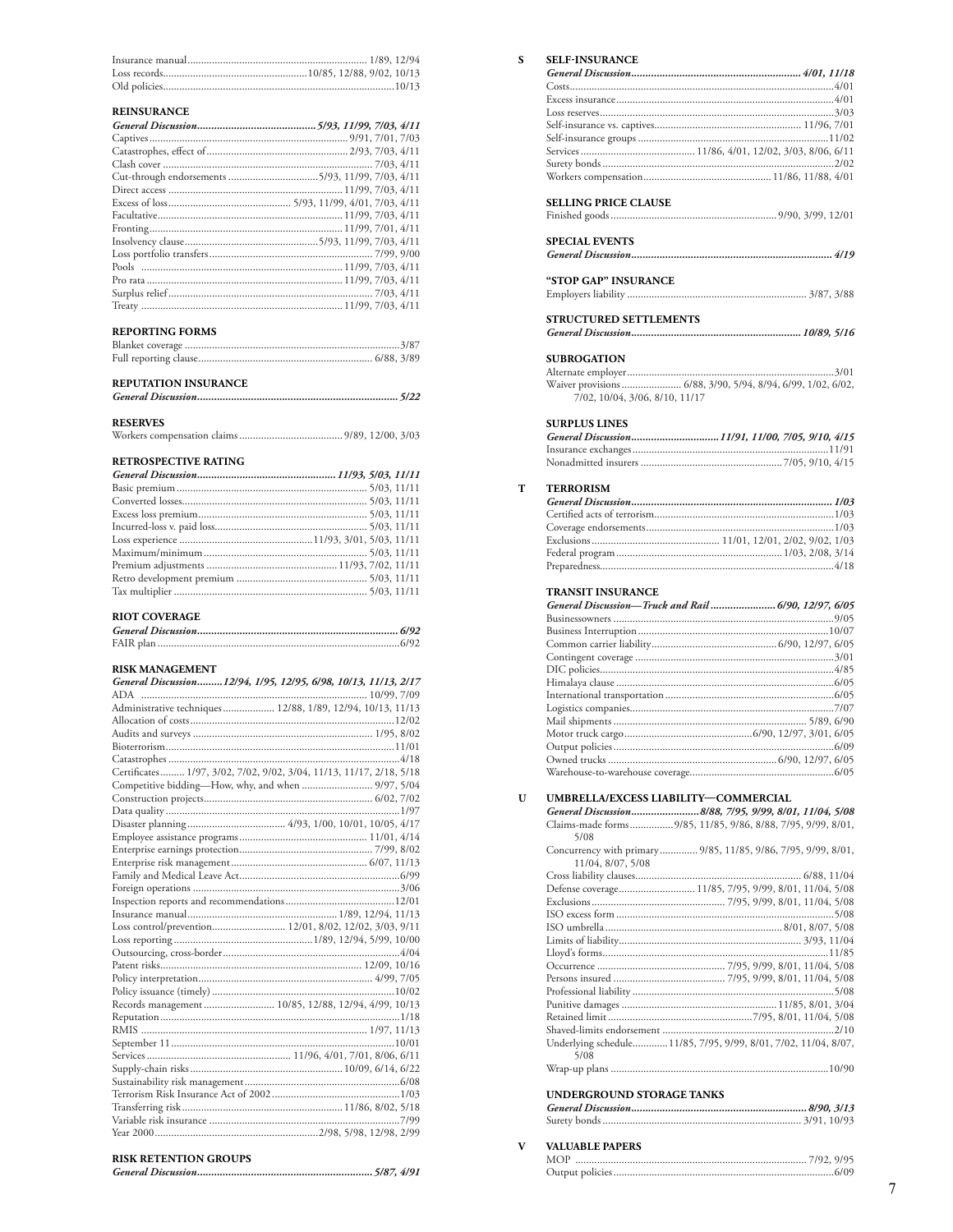Insurance manual.................................................................. 1/89, 12/94
Loss records.......................................................10/85, 12/88, 9/02, 10/13
Old policies....................................................................................10/13

### REINSURANCE

***General Discussion.........................................5/93, 11/99, 7/03, 4/11***
Captives..........................................................................9/91, 7/01, 7/03
Catastrophes, effect of.....................................................2/93, 7/03, 4/11
Clash cover ............................................................................... 7/03, 4/11
Cut-through endorsements ..................................5/93, 11/99, 7/03, 4/11
Direct access ...................................................................11/99, 7/03, 4/11
Excess of loss.............................................. 5/93, 11/99, 4/01, 7/03, 4/11
Facultative......................................................................11/99, 7/03, 4/11
Fronting..........................................................................11/99, 7/01, 4/11
Insolvency clause...................................................5/93, 11/99, 7/03, 4/11
Loss portfolio transfers............................................................. 7/99, 9/00
Pools ..............................................................................11/99, 7/03, 4/11
Pro rata ..........................................................................11/99, 7/03, 4/11
Surplus relief...............................................................................7/03, 4/11
Treaty .............................................................................11/99, 7/03, 4/11

### REPORTING FORMS

Blanket coverage ...............................................................................3/87
Full reporting clause................................................................. 6/88, 3/89

### REPUTATION INSURANCE

***General Discussion...................................................................... 5/22***

### RESERVES

Workers compensation claims ........................................9/89, 12/00, 3/03

### RETROSPECTIVE RATING

***General Discussion.................................................11/93, 5/03, 11/11***
Basic premium ........................................................................ 5/03, 11/11
Converted losses...................................................................... 5/03, 11/11
Excess loss premium................................................................ 5/03, 11/11
Incurred-loss v. paid loss.......................................................... 5/03, 11/11
Loss experience ..................................................11/93, 3/01, 5/03, 11/11
Maximum/minimum ............................................................... 5/03, 11/11
Premium adjustments ................................................ 11/93, 7/02, 11/11
Retro development premium ................................................... 5/03, 11/11
Tax multiplier ......................................................................... 5/03, 11/11

### RIOT COVERAGE

***General Discussion....................................................................... 6/92***
FAIR plan .........................................................................................6/92

### RISK MANAGEMENT

***General Discussion.........12/94, 1/95, 12/95, 6/98, 10/13, 11/13, 2/17***
ADA ................................................................................... 10/99, 7/09
Administrative techniques.................... 12/88, 1/89, 12/94, 10/13, 11/13
Allocation of costs...........................................................................12/02
Audits and surveys ................................................................... 1/95, 8/02
Bioterrorism....................................................................................11/01
Catastrophes .....................................................................................4/18
Certificates......... 1/97, 3/02, 7/02, 9/02, 3/04, 11/13, 11/17, 2/18, 5/18
Competitive bidding—How, why, and when ........................... 9/97, 5/04
Construction projects.............................................................. 6/02, 7/02
Data quality........................................................................................1/97
Disaster planning..................................... 4/93, 1/00, 10/01, 10/05, 4/17
Employee assistance programs............................................... 11/01, 4/14
Enterprise earnings protection.................................................. 7/99, 8/02
Enterprise risk management.................................................. 6/07, 11/13
Family and Medical Leave Act...........................................................6/99
Foreign operations .............................................................................3/06
Inspection reports and recommendations.........................................12/01
Insurance manual.......................................................1/89, 12/94, 11/13
Loss control/prevention............................ 12/01, 8/02, 12/02, 3/03, 9/11
Loss reporting ....................................................1/89, 12/94, 5/99, 10/00
Outsourcing, cross-border..................................................................4/04
Patent risks.......................................................................... 12/09, 10/16
Policy interpretation.................................................................. 4/99, 7/05
Policy issuance (timely) ...................................................................10/02
Records management .......................... 10/85, 12/88, 12/94, 4/99, 10/13
Reputation.........................................................................................1/18
RMIS ................................................................................... 1/97, 11/13
September 11..................................................................................10/01
Services ...................................................... 11/96, 4/01, 7/01, 8/06, 6/11
Supply-chain risks ........................................................ 10/09, 6/14, 6/22
Sustainability risk management..........................................................6/08
Terrorism Risk Insurance Act of 2002...............................................1/03
Transferring risk........................................................... 11/86, 8/02, 5/18
Variable risk insurance .......................................................................7/99
Year 2000............................................................2/98, 5/98, 12/98, 2/99

### RISK RETENTION GROUPS

***General Discussion............................................................ 5/87, 4/91***

## S

### SELF-INSURANCE

***General Discussion............................................................ 4/01, 11/18***
Costs.................................................................................................4/01
Excess insurance................................................................................4/01
Loss reserves......................................................................................3/03
Self-insurance vs. captives...................................................... 11/96, 7/01
Self-insurance groups .......................................................................11/02
Services ........................................... 11/86, 4/01, 12/02, 3/03, 8/06, 6/11
Surety bonds .....................................................................................2/02
Workers compensation............................................... 11/86, 11/88, 4/01

### SELLING PRICE CLAUSE

Finished goods ............................................................ 9/90, 3/99, 12/01

### SPECIAL EVENTS

***General Discussion....................................................................... 4/19***

### "STOP GAP" INSURANCE

Employers liability .................................................................. 3/87, 3/88

### STRUCTURED SETTLEMENTS

***General Discussion............................................................ 10/89, 5/16***

### SUBROGATION

Alternate employer.............................................................................3/01
Waiver provisions ...................... 6/88, 3/90, 5/94, 8/94, 6/99, 1/02, 6/02, 7/02, 10/04, 3/06, 8/10, 11/17

### SURPLUS LINES

***General Discussion................................11/91, 11/00, 7/05, 9/10, 4/15***
Insurance exchanges........................................................................11/91
Nonadmitted insurers .................................................... 7/05, 9/10, 4/15

## T

### TERRORISM

***General Discussion....................................................................... 1/03***
Certified acts of terrorism..................................................................1/03
Coverage endorsements.....................................................................1/03
Exclusions ................................................ 11/01, 12/01, 2/02, 9/02, 1/03
Federal program ............................................................ 1/03, 2/08, 3/14
Preparedness......................................................................................4/18

### TRANSIT INSURANCE

***General Discussion—Truck and Rail ....................... 6/90, 12/97, 6/05***
Businessowners .................................................................................9/05
Business Interruption ......................................................................10/07
Common carrier liability............................................... 6/90, 12/97, 6/05
Contingent coverage .........................................................................3/01
DIC policies.......................................................................................4/85
Himalaya clause ................................................................................6/05
International transportation ..............................................................6/05
Logistics companies...........................................................................7/07
Mail shipments ....................................................................... 5/89, 6/90
Motor truck cargo...............................................6/90, 12/97, 3/01, 6/05
Output policies .................................................................................6/09
Owned trucks ............................................................... 6/90, 12/97, 6/05
Warehouse-to-warehouse coverage.....................................................6/05

## U

### UMBRELLA/EXCESS LIABILITY—COMMERCIAL

***General Discussion........................8/88, 7/95, 9/99, 8/01, 11/04, 5/08***
Claims-made forms................9/85, 11/85, 9/86, 8/88, 7/95, 9/99, 8/01, 5/08
Concurrency with primary.............. 9/85, 11/85, 9/86, 7/95, 9/99, 8/01, 11/04, 8/07, 5/08
Cross liability clauses.............................................................. 6/88, 11/04
Defense coverage............................ 11/85, 7/95, 9/99, 8/01, 11/04, 5/08
Exclusions ................................................. 7/95, 9/99, 8/01, 11/04, 5/08
ISO excess form ................................................................................5/08
ISO umbrella ................................................................. 8/01, 8/07, 5/08
Limits of liability.................................................................... 3/93, 11/04
Lloyd's forms...................................................................................11/85
Occurrence ............................................... 7/95, 9/99, 8/01, 11/04, 5/08
Persons insured .......................................... 7/95, 9/99, 8/01, 11/04, 5/08
Professional liability ..........................................................................5/08
Punitive damages ......................................................... 11/85, 8/01, 3/04
Retained limit .......................................................7/95, 8/01, 11/04, 5/08
Shaved-limits endorsement ...............................................................2/10
Underlying schedule.............11/85, 7/95, 9/99, 8/01, 7/02, 11/04, 8/07, 5/08
Wrap-up plans ................................................................................10/90

### UNDERGROUND STORAGE TANKS

***General Discussion.............................................................. 8/90, 3/13***
Surety bonds ......................................................................... 3/91, 10/93

## V

### VALUABLE PAPERS

MOP ..................................................................................... 7/92, 9/95
Output policies...................................................................................6/09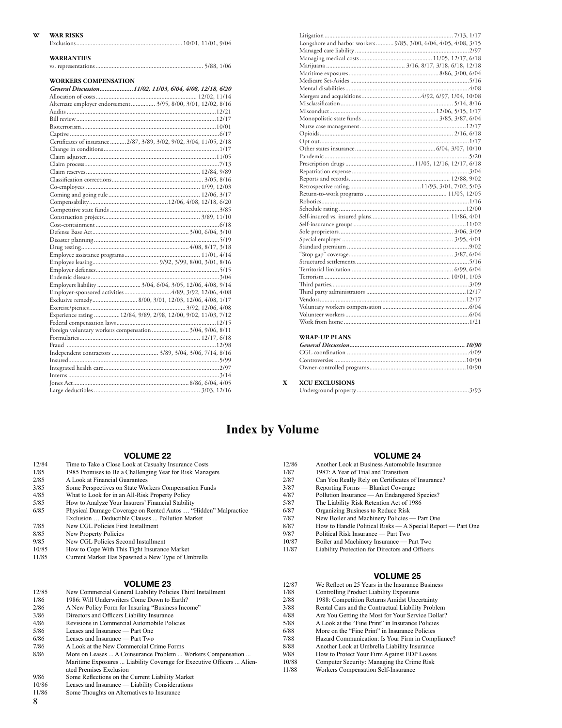**W**

**WAR RISKS**

Exclusions .................................................................. 10/01, 11/01, 9/04

**WARRANTIES**

vs. representations .................................................................. 5/88, 1/06

**WORKERS COMPENSATION**

***General Discussion.................... 11/02, 11/03, 6/04, 4/08, 12/18, 6/20***

Allocation of costs.................................................................. 12/02, 11/14

Alternate employer endorsement............... 3/95, 8/00, 3/01, 12/02, 8/16

Audits ..................................................................12/21

Bill review..................................................................12/17

Bioterrorism..................................................................10/01

Captive ..................................................................6/17

Certificates of insurance..........2/87, 3/89, 3/02, 9/02, 3/04, 11/05, 2/18

Change in conditions..................................................................1/17

Claim adjuster..................................................................11/05

Claim process..................................................................7/13

Claim reserves.................................................................. 12/84, 9/89

Classification corrections.................................................................. 3/05, 8/16

Co-employees .................................................................. 1/99, 12/03

Coming and going rule.................................................................. 12/06, 3/17

Compensability..................................................................12/06, 4/08, 12/18, 6/20

Competitive state funds ..................................................................3/85

Construction projects.................................................................. 3/89, 11/10

Cost-containment..................................................................6/18

Defense Base Act.................................................................. 3/00, 6/04, 3/10

Disaster planning..................................................................5/19

Drug testing.................................................................. 4/08, 8/17, 3/18

Employee assistance programs.................................................................. 11/01, 4/14

Employee leasing.................................. 9/92, 3/99, 8/00, 3/01, 8/16

Employer defenses..................................................................5/15

Endemic disease..................................................................3/04

Employers liability ........................... 3/04, 6/04, 3/05, 12/06, 4/08, 9/14

Employer-sponsored activities .............................4/89, 3/92, 12/06, 4/08

Exclusive remedy............................ 8/00, 3/01, 12/03, 12/06, 4/08, 1/17

Exercise/picnics.................................................................. 3/92, 12/06, 4/08

Experience rating ................12/84, 9/89, 2/98, 12/00, 9/02, 11/03, 7/12

Federal compensation laws..................................................................12/15

Foreign voluntary workers compensation ....................... 3/04, 9/06, 8/11

Formularies.................................................................. 12/17, 6/18

Fraud ..................................................................12/98

Independent contractors ............................. 3/89, 3/04, 3/06, 7/14, 8/16

Insured..................................................................5/99

Integrated health care..................................................................2/97

Interns ..................................................................3/14

Jones Act.................................................................. 8/86, 6/04, 4/05

Large deductibles .................................................................. 3/03, 12/16

Litigation.................................................................. 7/13, 1/17

Longshore and harbor workers........... 9/85, 3/00, 6/04, 4/05, 4/08, 3/15

Managed care liability..................................................................2/97

Managing medical costs .................................................................. 11/05, 12/17, 6/18

Marijuana .................................................................. 3/16, 8/17, 3/18, 6/18, 12/18

Maritime exposures.................................................................. 8/86, 3/00, 6/04

Medicare Set-Asides ..................................................................5/16

Mental disabilities..................................................................4/08

Mergers and acquisitions.....................................4/92, 6/97, 1/04, 10/08

Misclassification.................................................................. 5/14, 8/16

Misconduct.................................................................. 12/06, 5/15, 1/17

Monopolistic state funds.................................................................. 3/85, 3/87, 6/04

Nurse case management..................................................................12/17

Opioids.................................................................. 2/16, 6/18

Opt out..................................................................1/17

Other states insurance.................................................................. 6/04, 3/07, 10/10

Pandemic..................................................................5/20

Prescription drugs ...........................................11/05, 12/16, 12/17, 6/18

Repatriation expense ..................................................................3/04

Reports and records.................................................................. 12/88, 9/02

Retrospective rating.............................................11/93, 3/01, 7/02, 5/03

Return-to-work programs .................................................................. 11/05, 12/05

Robotics..................................................................1/16

Schedule rating ..................................................................12/00

Self-insured vs. insured plans.................................................................. 11/86, 4/01

Self-insurance groups ..................................................................11/02

Sole proprietors.................................................................. 3/06, 3/09

Special employer .................................................................. 3/95, 4/01

Standard premium ..................................................................9/02

"Stop gap" coverage.................................................................. 3/87, 6/04

Structured settlements..................................................................5/16

Territorial limitation .................................................................. 6/99, 6/04

Terrorism .................................................................. 10/01, 1/03

Third parties..................................................................3/09

Third party administrators ..................................................................12/17

Vendors..................................................................12/17

Voluntary workers compensation ..................................................................6/04

Volunteer workers..................................................................6/04

Work from home ..................................................................1/21

**WRAP-UP PLANS**

***General Discussion.................................................................. 10/90***

CGL coordination ..................................................................4/09

Controversies..................................................................10/90

Owner-controlled programs..................................................................10/90

**X**

**XCU EXCLUSIONS**

Underground property..................................................................3/93

# Index by Volume

## VOLUME 22

| | |
|---|---|
| 12/84 | Time to Take a Close Look at Casualty Insurance Costs |
| 1/85 | 1985 Promises to Be a Challenging Year for Risk Managers |
| 2/85 | A Look at Financial Guarantees |
| 3/85 | Some Perspectives on State Workers Compensation Funds |
| 4/85 | What to Look for in an All-Risk Property Policy |
| 5/85 | How to Analyze Your Insurers' Financial Stability |
| 6/85 | Physical Damage Coverage on Rented Autos … "Hidden" Malpractice Exclusion … Deductible Clauses ... Pollution Market |
| 7/85 | New CGL Policies First Installment |
| 8/85 | New Property Policies |
| 9/85 | New CGL Policies Second Installment |
| 10/85 | How to Cope With This Tight Insurance Market |
| 11/85 | Current Market Has Spawned a New Type of Umbrella |

## VOLUME 23

| | |
|---|---|
| 12/85 | New Commercial General Liability Policies Third Installment |
| 1/86 | 1986: Will Underwriters Come Down to Earth? |
| 2/86 | A New Policy Form for Insuring "Business Income" |
| 3/86 | Directors and Officers Liability Insurance |
| 4/86 | Revisions in Commercial Automobile Policies |
| 5/86 | Leases and Insurance — Part One |
| 6/86 | Leases and Insurance — Part Two |
| 7/86 | A Look at the New Commercial Crime Forms |
| 8/86 | More on Leases ... A Coinsurance Problem ... Workers Compensation ... Maritime Exposures ... Liability Coverage for Executive Officers ... Alienated Premises Exclusion |
| 9/86 | Some Reflections on the Current Liability Market |
| 10/86 | Leases and Insurance — Liability Considerations |
| 11/86 | Some Thoughts on Alternatives to Insurance |

## VOLUME 24

| | |
|---|---|
| 12/86 | Another Look at Business Automobile Insurance |
| 1/87 | 1987: A Year of Trial and Transition |
| 2/87 | Can You Really Rely on Certificates of Insurance? |
| 3/87 | Reporting Forms — Blanket Coverage |
| 4/87 | Pollution Insurance — An Endangered Species? |
| 5/87 | The Liability Risk Retention Act of 1986 |
| 6/87 | Organizing Business to Reduce Risk |
| 7/87 | New Boiler and Machinery Policies — Part One |
| 8/87 | How to Handle Political Risks — A Special Report — Part One |
| 9/87 | Political Risk Insurance — Part Two |
| 10/87 | Boiler and Machinery Insurance — Part Two |
| 11/87 | Liability Protection for Directors and Officers |

## VOLUME 25

| | |
|---|---|
| 12/87 | We Reflect on 25 Years in the Insurance Business |
| 1/88 | Controlling Product Liability Exposures |
| 2/88 | 1988: Competition Returns Amidst Uncertainty |
| 3/88 | Rental Cars and the Contractual Liability Problem |
| 4/88 | Are You Getting the Most for Your Service Dollar? |
| 5/88 | A Look at the "Fine Print" in Insurance Policies |
| 6/88 | More on the "Fine Print" in Insurance Policies |
| 7/88 | Hazard Communication: Is Your Firm in Compliance? |
| 8/88 | Another Look at Umbrella Liability Insurance |
| 9/88 | How to Protect Your Firm Against EDP Losses |
| 10/88 | Computer Security: Managing the Crime Risk |
| 11/88 | Workers Compensation Self-Insurance |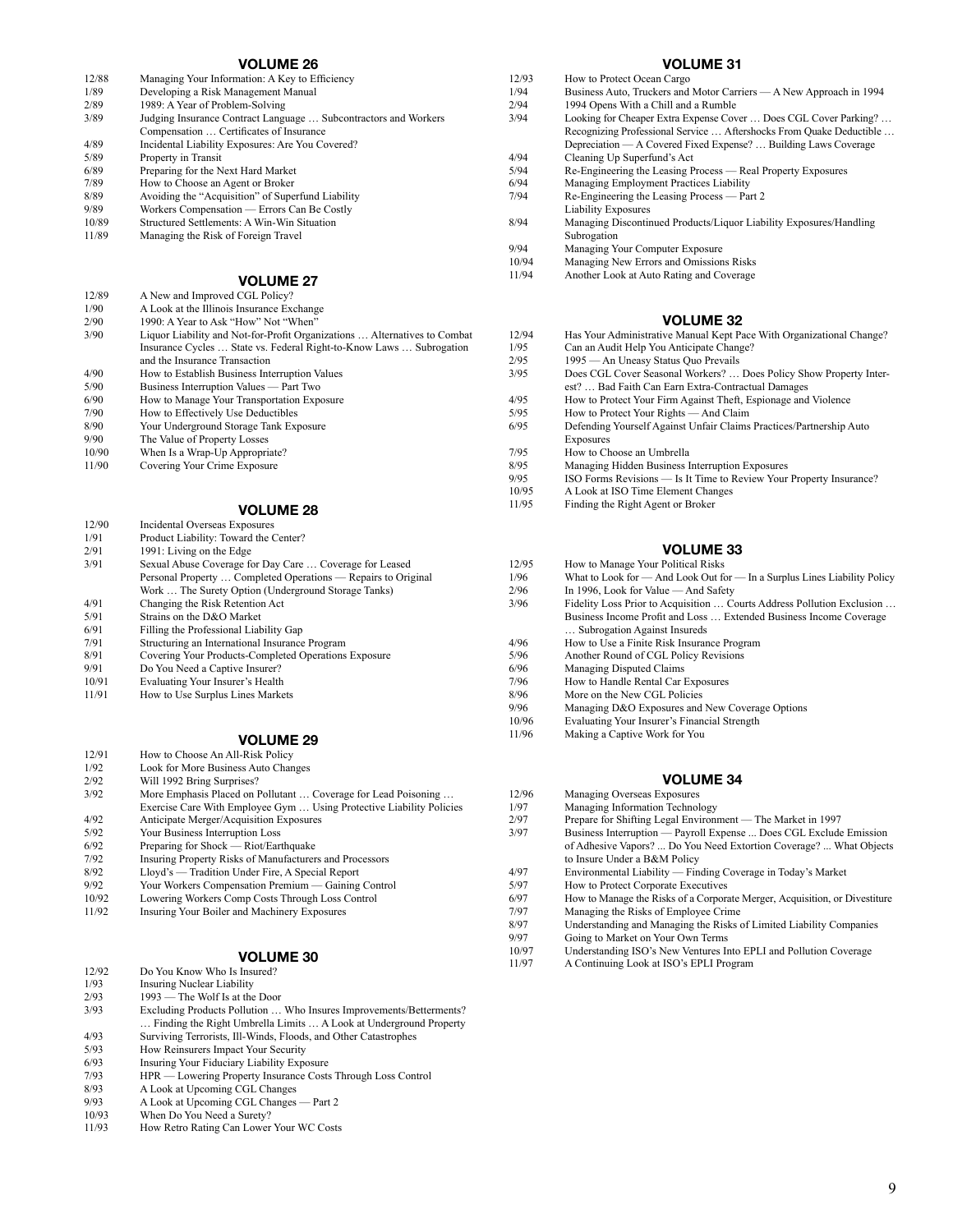## VOLUME 26

| | |
|---|---|
| 12/88 | Managing Your Information: A Key to Efficiency |
| 1/89 | Developing a Risk Management Manual |
| 2/89 | 1989: A Year of Problem-Solving |
| 3/89 | Judging Insurance Contract Language … Subcontractors and Workers Compensation … Certificates of Insurance |
| 4/89 | Incidental Liability Exposures: Are You Covered? |
| 5/89 | Property in Transit |
| 6/89 | Preparing for the Next Hard Market |
| 7/89 | How to Choose an Agent or Broker |
| 8/89 | Avoiding the "Acquisition" of Superfund Liability |
| 9/89 | Workers Compensation — Errors Can Be Costly |
| 10/89 | Structured Settlements: A Win-Win Situation |
| 11/89 | Managing the Risk of Foreign Travel |

## VOLUME 27

| | |
|---|---|
| 12/89 | A New and Improved CGL Policy? |
| 1/90 | A Look at the Illinois Insurance Exchange |
| 2/90 | 1990: A Year to Ask "How" Not "When" |
| 3/90 | Liquor Liability and Not-for-Profit Organizations … Alternatives to Combat Insurance Cycles … State vs. Federal Right-to-Know Laws … Subrogation and the Insurance Transaction |
| 4/90 | How to Establish Business Interruption Values |
| 5/90 | Business Interruption Values — Part Two |
| 6/90 | How to Manage Your Transportation Exposure |
| 7/90 | How to Effectively Use Deductibles |
| 8/90 | Your Underground Storage Tank Exposure |
| 9/90 | The Value of Property Losses |
| 10/90 | When Is a Wrap-Up Appropriate? |
| 11/90 | Covering Your Crime Exposure |

## VOLUME 28

| | |
|---|---|
| 12/90 | Incidental Overseas Exposures |
| 1/91 | Product Liability: Toward the Center? |
| 2/91 | 1991: Living on the Edge |
| 3/91 | Sexual Abuse Coverage for Day Care … Coverage for Leased Personal Property … Completed Operations — Repairs to Original Work … The Surety Option (Underground Storage Tanks) |
| 4/91 | Changing the Risk Retention Act |
| 5/91 | Strains on the D&O Market |
| 6/91 | Filling the Professional Liability Gap |
| 7/91 | Structuring an International Insurance Program |
| 8/91 | Covering Your Products-Completed Operations Exposure |
| 9/91 | Do You Need a Captive Insurer? |
| 10/91 | Evaluating Your Insurer's Health |
| 11/91 | How to Use Surplus Lines Markets |

## VOLUME 29

| | |
|---|---|
| 12/91 | How to Choose An All-Risk Policy |
| 1/92 | Look for More Business Auto Changes |
| 2/92 | Will 1992 Bring Surprises? |
| 3/92 | More Emphasis Placed on Pollutant … Coverage for Lead Poisoning … Exercise Care With Employee Gym … Using Protective Liability Policies |
| 4/92 | Anticipate Merger/Acquisition Exposures |
| 5/92 | Your Business Interruption Loss |
| 6/92 | Preparing for Shock — Riot/Earthquake |
| 7/92 | Insuring Property Risks of Manufacturers and Processors |
| 8/92 | Lloyd's — Tradition Under Fire, A Special Report |
| 9/92 | Your Workers Compensation Premium — Gaining Control |
| 10/92 | Lowering Workers Comp Costs Through Loss Control |
| 11/92 | Insuring Your Boiler and Machinery Exposures |

## VOLUME 30

| | |
|---|---|
| 12/92 | Do You Know Who Is Insured? |
| 1/93 | Insuring Nuclear Liability |
| 2/93 | 1993 — The Wolf Is at the Door |
| 3/93 | Excluding Products Pollution … Who Insures Improvements/Betterments? … Finding the Right Umbrella Limits … A Look at Underground Property |
| 4/93 | Surviving Terrorists, Ill-Winds, Floods, and Other Catastrophes |
| 5/93 | How Reinsurers Impact Your Security |
| 6/93 | Insuring Your Fiduciary Liability Exposure |
| 7/93 | HPR — Lowering Property Insurance Costs Through Loss Control |
| 8/93 | A Look at Upcoming CGL Changes |
| 9/93 | A Look at Upcoming CGL Changes — Part 2 |
| 10/93 | When Do You Need a Surety? |
| 11/93 | How Retro Rating Can Lower Your WC Costs |

## VOLUME 31

| | |
|---|---|
| 12/93 | How to Protect Ocean Cargo |
| 1/94 | Business Auto, Truckers and Motor Carriers — A New Approach in 1994 |
| 2/94 | 1994 Opens With a Chill and a Rumble |
| 3/94 | Looking for Cheaper Extra Expense Cover … Does CGL Cover Parking? … Recognizing Professional Service … Aftershocks From Quake Deductible … Depreciation — A Covered Fixed Expense? … Building Laws Coverage |
| 4/94 | Cleaning Up Superfund's Act |
| 5/94 | Re-Engineering the Leasing Process — Real Property Exposures |
| 6/94 | Managing Employment Practices Liability |
| 7/94 | Re-Engineering the Leasing Process — Part 2 Liability Exposures |
| 8/94 | Managing Discontinued Products/Liquor Liability Exposures/Handling Subrogation |
| 9/94 | Managing Your Computer Exposure |
| 10/94 | Managing New Errors and Omissions Risks |
| 11/94 | Another Look at Auto Rating and Coverage |

## VOLUME 32

| | |
|---|---|
| 12/94 | Has Your Administrative Manual Kept Pace With Organizational Change? |
| 1/95 | Can an Audit Help You Anticipate Change? |
| 2/95 | 1995 — An Uneasy Status Quo Prevails |
| 3/95 | Does CGL Cover Seasonal Workers? … Does Policy Show Property Interest? … Bad Faith Can Earn Extra-Contractual Damages |
| 4/95 | How to Protect Your Firm Against Theft, Espionage and Violence |
| 5/95 | How to Protect Your Rights — And Claim |
| 6/95 | Defending Yourself Against Unfair Claims Practices/Partnership Auto Exposures |
| 7/95 | How to Choose an Umbrella |
| 8/95 | Managing Hidden Business Interruption Exposures |
| 9/95 | ISO Forms Revisions — Is It Time to Review Your Property Insurance? |
| 10/95 | A Look at ISO Time Element Changes |
| 11/95 | Finding the Right Agent or Broker |

## VOLUME 33

| | |
|---|---|
| 12/95 | How to Manage Your Political Risks |
| 1/96 | What to Look for — And Look Out for — In a Surplus Lines Liability Policy |
| 2/96 | In 1996, Look for Value — And Safety |
| 3/96 | Fidelity Loss Prior to Acquisition … Courts Address Pollution Exclusion … Business Income Profit and Loss … Extended Business Income Coverage … Subrogation Against Insureds |
| 4/96 | How to Use a Finite Risk Insurance Program |
| 5/96 | Another Round of CGL Policy Revisions |
| 6/96 | Managing Disputed Claims |
| 7/96 | How to Handle Rental Car Exposures |
| 8/96 | More on the New CGL Policies |
| 9/96 | Managing D&O Exposures and New Coverage Options |
| 10/96 | Evaluating Your Insurer's Financial Strength |
| 11/96 | Making a Captive Work for You |

## VOLUME 34

| | |
|---|---|
| 12/96 | Managing Overseas Exposures |
| 1/97 | Managing Information Technology |
| 2/97 | Prepare for Shifting Legal Environment — The Market in 1997 |
| 3/97 | Business Interruption — Payroll Expense ... Does CGL Exclude Emission of Adhesive Vapors? ... Do You Need Extortion Coverage? ... What Objects to Insure Under a B&M Policy |
| 4/97 | Environmental Liability — Finding Coverage in Today's Market |
| 5/97 | How to Protect Corporate Executives |
| 6/97 | How to Manage the Risks of a Corporate Merger, Acquisition, or Divestiture |
| 7/97 | Managing the Risks of Employee Crime |
| 8/97 | Understanding and Managing the Risks of Limited Liability Companies |
| 9/97 | Going to Market on Your Own Terms |
| 10/97 | Understanding ISO's New Ventures Into EPLI and Pollution Coverage |
| 11/97 | A Continuing Look at ISO's EPLI Program |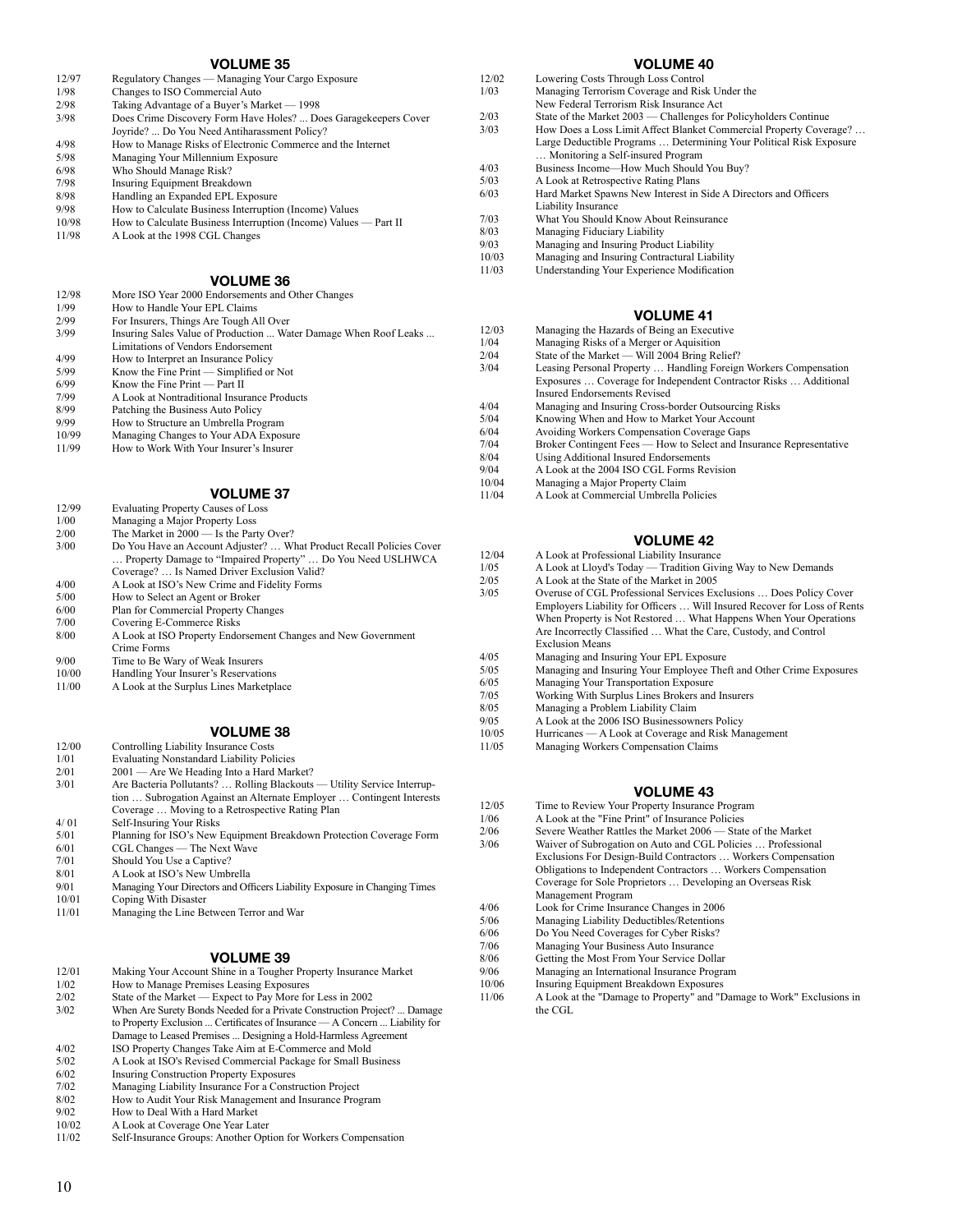## VOLUME 35

| | |
|---|---|
| 12/97 | Regulatory Changes — Managing Your Cargo Exposure |
| 1/98 | Changes to ISO Commercial Auto |
| 2/98 | Taking Advantage of a Buyer's Market — 1998 |
| 3/98 | Does Crime Discovery Form Have Holes? ... Does Garagekeepers Cover Joyride? ... Do You Need Antiharassment Policy? |
| 4/98 | How to Manage Risks of Electronic Commerce and the Internet |
| 5/98 | Managing Your Millennium Exposure |
| 6/98 | Who Should Manage Risk? |
| 7/98 | Insuring Equipment Breakdown |
| 8/98 | Handling an Expanded EPL Exposure |
| 9/98 | How to Calculate Business Interruption (Income) Values |
| 10/98 | How to Calculate Business Interruption (Income) Values — Part II |
| 11/98 | A Look at the 1998 CGL Changes |

## VOLUME 36

| | |
|---|---|
| 12/98 | More ISO Year 2000 Endorsements and Other Changes |
| 1/99 | How to Handle Your EPL Claims |
| 2/99 | For Insurers, Things Are Tough All Over |
| 3/99 | Insuring Sales Value of Production ... Water Damage When Roof Leaks ... Limitations of Vendors Endorsement |
| 4/99 | How to Interpret an Insurance Policy |
| 5/99 | Know the Fine Print — Simplified or Not |
| 6/99 | Know the Fine Print — Part II |
| 7/99 | A Look at Nontraditional Insurance Products |
| 8/99 | Patching the Business Auto Policy |
| 9/99 | How to Structure an Umbrella Program |
| 10/99 | Managing Changes to Your ADA Exposure |
| 11/99 | How to Work With Your Insurer's Insurer |

## VOLUME 37

| | |
|---|---|
| 12/99 | Evaluating Property Causes of Loss |
| 1/00 | Managing a Major Property Loss |
| 2/00 | The Market in 2000 — Is the Party Over? |
| 3/00 | Do You Have an Account Adjuster? … What Product Recall Policies Cover … Property Damage to "Impaired Property" … Do You Need USLHWCA Coverage? … Is Named Driver Exclusion Valid? |
| 4/00 | A Look at ISO's New Crime and Fidelity Forms |
| 5/00 | How to Select an Agent or Broker |
| 6/00 | Plan for Commercial Property Changes |
| 7/00 | Covering E-Commerce Risks |
| 8/00 | A Look at ISO Property Endorsement Changes and New Government Crime Forms |
| 9/00 | Time to Be Wary of Weak Insurers |
| 10/00 | Handling Your Insurer's Reservations |
| 11/00 | A Look at the Surplus Lines Marketplace |

## VOLUME 38

| | |
|---|---|
| 12/00 | Controlling Liability Insurance Costs |
| 1/01 | Evaluating Nonstandard Liability Policies |
| 2/01 | 2001 — Are We Heading Into a Hard Market? |
| 3/01 | Are Bacteria Pollutants? … Rolling Blackouts — Utility Service Interruption … Subrogation Against an Alternate Employer … Contingent Interests Coverage … Moving to a Retrospective Rating Plan |
| 4/01 | Self-Insuring Your Risks |
| 5/01 | Planning for ISO's New Equipment Breakdown Protection Coverage Form |
| 6/01 | CGL Changes — The Next Wave |
| 7/01 | Should You Use a Captive? |
| 8/01 | A Look at ISO's New Umbrella |
| 9/01 | Managing Your Directors and Officers Liability Exposure in Changing Times |
| 10/01 | Coping With Disaster |
| 11/01 | Managing the Line Between Terror and War |

## VOLUME 39

| | |
|---|---|
| 12/01 | Making Your Account Shine in a Tougher Property Insurance Market |
| 1/02 | How to Manage Premises Leasing Exposures |
| 2/02 | State of the Market — Expect to Pay More for Less in 2002 |
| 3/02 | When Are Surety Bonds Needed for a Private Construction Project? ... Damage to Property Exclusion ... Certificates of Insurance — A Concern ... Liability for Damage to Leased Premises ... Designing a Hold-Harmless Agreement |
| 4/02 | ISO Property Changes Take Aim at E-Commerce and Mold |
| 5/02 | A Look at ISO's Revised Commercial Package for Small Business |
| 6/02 | Insuring Construction Property Exposures |
| 7/02 | Managing Liability Insurance For a Construction Project |
| 8/02 | How to Audit Your Risk Management and Insurance Program |
| 9/02 | How to Deal With a Hard Market |
| 10/02 | A Look at Coverage One Year Later |
| 11/02 | Self-Insurance Groups: Another Option for Workers Compensation |

## VOLUME 40

| | |
|---|---|
| 12/02 | Lowering Costs Through Loss Control |
| 1/03 | Managing Terrorism Coverage and Risk Under the New Federal Terrorism Risk Insurance Act |
| 2/03 | State of the Market 2003 — Challenges for Policyholders Continue |
| 3/03 | How Does a Loss Limit Affect Blanket Commercial Property Coverage? … Large Deductible Programs … Determining Your Political Risk Exposure … Monitoring a Self-insured Program |
| 4/03 | Business Income—How Much Should You Buy? |
| 5/03 | A Look at Retrospective Rating Plans |
| 6/03 | Hard Market Spawns New Interest in Side A Directors and Officers Liability Insurance |
| 7/03 | What You Should Know About Reinsurance |
| 8/03 | Managing Fiduciary Liability |
| 9/03 | Managing and Insuring Product Liability |
| 10/03 | Managing and Insuring Contractural Liability |
| 11/03 | Understanding Your Experience Modification |

## VOLUME 41

| | |
|---|---|
| 12/03 | Managing the Hazards of Being an Executive |
| 1/04 | Managing Risks of a Merger or Aquisition |
| 2/04 | State of the Market — Will 2004 Bring Relief? |
| 3/04 | Leasing Personal Property … Handling Foreign Workers Compensation Exposures … Coverage for Independent Contractor Risks … Additional Insured Endorsements Revised |
| 4/04 | Managing and Insuring Cross-border Outsourcing Risks |
| 5/04 | Knowing When and How to Market Your Account |
| 6/04 | Avoiding Workers Compensation Coverage Gaps |
| 7/04 | Broker Contingent Fees — How to Select and Insurance Representative |
| 8/04 | Using Additional Insured Endorsements |
| 9/04 | A Look at the 2004 ISO CGL Forms Revision |
| 10/04 | Managing a Major Property Claim |
| 11/04 | A Look at Commercial Umbrella Policies |

## VOLUME 42

| | |
|---|---|
| 12/04 | A Look at Professional Liability Insurance |
| 1/05 | A Look at Lloyd's Today — Tradition Giving Way to New Demands |
| 2/05 | A Look at the State of the Market in 2005 |
| 3/05 | Overuse of CGL Professional Services Exclusions … Does Policy Cover Employers Liability for Officers … Will Insured Recover for Loss of Rents When Property is Not Restored … What Happens When Your Operations Are Incorrectly Classified … What the Care, Custody, and Control Exclusion Means |
| 4/05 | Managing and Insuring Your EPL Exposure |
| 5/05 | Managing and Insuring Your Employee Theft and Other Crime Exposures |
| 6/05 | Managing Your Transportation Exposure |
| 7/05 | Working With Surplus Lines Brokers and Insurers |
| 8/05 | Managing a Problem Liability Claim |
| 9/05 | A Look at the 2006 ISO Businessowners Policy |
| 10/05 | Hurricanes — A Look at Coverage and Risk Management |
| 11/05 | Managing Workers Compensation Claims |

## VOLUME 43

| | |
|---|---|
| 12/05 | Time to Review Your Property Insurance Program |
| 1/06 | A Look at the "Fine Print" of Insurance Policies |
| 2/06 | Severe Weather Rattles the Market 2006 — State of the Market |
| 3/06 | Waiver of Subrogation on Auto and CGL Policies … Professional Exclusions For Design-Build Contractors … Workers Compensation Obligations to Independent Contractors … Workers Compensation Coverage for Sole Proprietors … Developing an Overseas Risk Management Program |
| 4/06 | Look for Crime Insurance Changes in 2006 |
| 5/06 | Managing Liability Deductibles/Retentions |
| 6/06 | Do You Need Coverages for Cyber Risks? |
| 7/06 | Managing Your Business Auto Insurance |
| 8/06 | Getting the Most From Your Service Dollar |
| 9/06 | Managing an International Insurance Program |
| 10/06 | Insuring Equipment Breakdown Exposures |
| 11/06 | A Look at the "Damage to Property" and "Damage to Work" Exclusions in the CGL |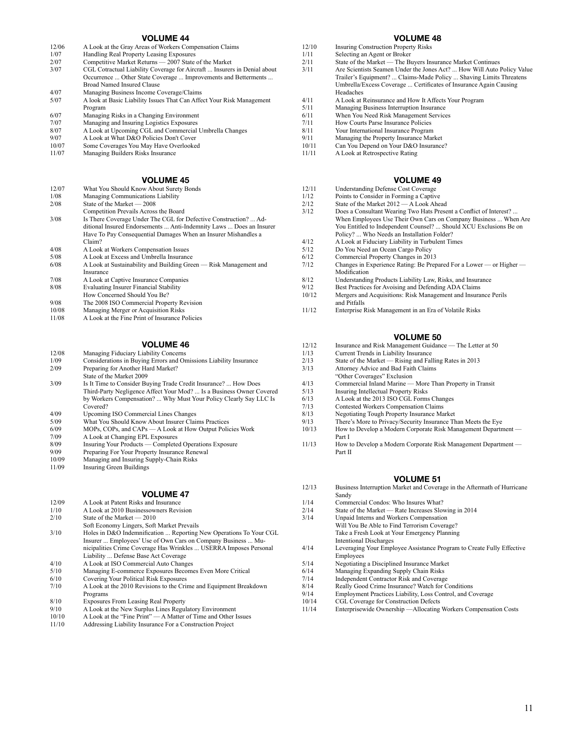## VOLUME 44

| | |
|---|---|
| 12/06 | A Look at the Gray Areas of Workers Compensation Claims |
| 1/07 | Handling Real Property Leasing Exposures |
| 2/07 | Competitive Market Returns — 2007 State of the Market |
| 3/07 | CGL Cotractual Liability Coverage for Aircraft ... Insurers in Denial about Occurrence ... Other State Coverage ... Improvements and Betterments ... Broad Named Insured Clause |
| 4/07 | Managing Business Income Coverage/Claims |
| 5/07 | A look at Basic Liability Issues That Can Affect Your Risk Management Program |
| 6/07 | Managing Risks in a Changing Environment |
| 7/07 | Managing and Insuring Logistics Exposures |
| 8/07 | A Look at Upcoming CGL and Commercial Umbrella Changes |
| 9/07 | A Look at What D&O Policies Don't Cover |
| 10/07 | Some Coverages You May Have Overlooked |
| 11/07 | Managing Builders Risks Insurance |

## VOLUME 45

| | |
|---|---|
| 12/07 | What You Should Know About Surety Bonds |
| 1/08 | Managing Communications Liability |
| 2/08 | State of the Market — 2008<br>Competition Prevails Across the Board |
| 3/08 | Is There Coverage Under The CGL for Defective Construction? ... Additional Insured Endorsements ... Anti-Indemnity Laws ... Does an Insurer Have To Pay Consequential Damages When an Insurer Mishandles a Claim? |
| 4/08 | A Look at Workers Compensation Issues |
| 5/08 | A Look at Excess and Umbrella Insurance |
| 6/08 | A Look at Sustainability and Building Green — Risk Management and Insurance |
| 7/08 | A Look at Captive Insurance Companies |
| 8/08 | Evaluating Insurer Financial Stability<br>How Concerned Should You Be? |
| 9/08 | The 2008 ISO Commercial Property Revision |
| 10/08 | Managing Merger or Acquisition Risks |
| 11/08 | A Look at the Fine Print of Insurance Policies |

## VOLUME 46

| | |
|---|---|
| 12/08 | Managing Fiduciary Liability Concerns |
| 1/09 | Considerations in Buying Errors and Omissions Liability Insurance |
| 2/09 | Preparing for Another Hard Market?<br>State of the Market 2009 |
| 3/09 | Is It Time to Consider Buying Trade Credit Insurance? ... How Does Third-Party Negligence Affect Your Mod? ... Is a Business Owner Covered by Workers Compensation? ... Why Must Your Policy Clearly Say LLC Is Covered? |
| 4/09 | Upcoming ISO Commercial Lines Changes |
| 5/09 | What You Should Know About Insurer Claims Practices |
| 6/09 | MOPs, COPs, and CAPs — A Look at How Output Policies Work |
| 7/09 | A Look at Changing EPL Exposures |
| 8/09 | Insuring Your Products — Completed Operations Exposure |
| 9/09 | Preparing For Your Property Insurance Renewal |
| 10/09 | Managing and Insuring Supply-Chain Risks |
| 11/09 | Insuring Green Buildings |

## VOLUME 47

| | |
|---|---|
| 12/09 | A Look at Patent Risks and Insurance |
| 1/10 | A Look at 2010 Businessowners Revision |
| 2/10 | State of the Market — 2010<br>Soft Economy Lingers, Soft Market Prevails |
| 3/10 | Holes in D&O Indemnification ... Reporting New Operations To Your CGL Insurer ... Employees' Use of Own Cars on Company Business ... Municipalities Crime Coverage Has Wrinkles ... USERRA Imposes Personal Liability ... Defense Base Act Coverage |
| 4/10 | A Look at ISO Commercial Auto Changes |
| 5/10 | Managing E-commerce Exposures Becomes Even More Critical |
| 6/10 | Covering Your Political Risk Exposures |
| 7/10 | A Look at the 2010 Revisions to the Crime and Equipment Breakdown Programs |
| 8/10 | Exposures From Leasing Real Property |
| 9/10 | A Look at the New Surplus Lines Regulatory Environment |
| 10/10 | A Look at the "Fine Print" — A Matter of Time and Other Issues |
| 11/10 | Addressing Liability Insurance For a Construction Project |

## VOLUME 48

| | |
|---|---|
| 12/10 | Insuring Construction Property Risks |
| 1/11 | Selecting an Agent or Broker |
| 2/11 | State of the Market — The Buyers Insurance Market Continues |
| 3/11 | Are Scientists Seamen Under the Jones Act? ... How Will Auto Policy Value Trailer's Equipment? ... Claims-Made Policy ... Shaving Limits Threatens Umbrella/Excess Coverage ... Certificates of Insurance Again Causing Headaches |
| 4/11 | A Look at Reinsurance and How It Affects Your Program |
| 5/11 | Managing Business Interruption Insurance |
| 6/11 | When You Need Risk Management Services |
| 7/11 | How Courts Parse Insurance Policies |
| 8/11 | Your International Insurance Program |
| 9/11 | Managing the Property Insurance Market |
| 10/11 | Can You Depend on Your D&O Insurance? |
| 11/11 | A Look at Retrospective Rating |

## VOLUME 49

| | |
|---|---|
| 12/11 | Understanding Defense Cost Coverage |
| 1/12 | Points to Consider in Forming a Captive |
| 2/12 | State of the Market 2012 — A Look Ahead |
| 3/12 | Does a Consultant Wearing Two Hats Present a Conflict of Interest? ... When Employees Use Their Own Cars on Company Business ... When Are You Entitled to Independent Counsel? ... Should XCU Exclusions Be on Policy? ... Who Needs an Installation Folder? |
| 4/12 | A Look at Fiduciary Liability in Turbulent Times |
| 5/12 | Do You Need an Ocean Cargo Policy |
| 6/12 | Commercial Property Changes in 2013 |
| 7/12 | Changes in Experience Rating: Be Prepared For a Lower — or Higher — Modification |
| 8/12 | Understanding Products Liability Law, Risks, and Insurance |
| 9/12 | Best Practices for Avoising and Defending ADA Claims |
| 10/12 | Mergers and Acquisitions: Risk Management and Insurance Perils and Pitfalls |
| 11/12 | Enterprise Risk Management in an Era of Volatile Risks |

## VOLUME 50

| | |
|---|---|
| 12/12 | Insurance and Risk Management Guidance — The Letter at 50 |
| 1/13 | Current Trends in Liability Insurance |
| 2/13 | State of the Market — Rising and Falling Rates in 2013 |
| 3/13 | Attorney Advice and Bad Faith Claims<br>"Other Coverages" Exclusion |
| 4/13 | Commercial Inland Marine — More Than Property in Transit |
| 5/13 | Insuring Intellectual Property Risks |
| 6/13 | A Look at the 2013 ISO CGL Forms Changes |
| 7/13 | Contested Workers Compensation Claims |
| 8/13 | Negotiating Tough Property Insurance Market |
| 9/13 | There's More to Privacy/Security Insurance Than Meets the Eye |
| 10/13 | How to Develop a Modern Corporate Risk Management Department — Part I |
| 11/13 | How to Develop a Modern Corporate Risk Management Department — Part II |

## VOLUME 51

| | |
|---|---|
| 12/13 | Business Interruption Market and Coverage in the Aftermath of Hurricane Sandy |
| 1/14 | Commercial Condos: Who Insures What? |
| 2/14 | State of the Market — Rate Increases Slowing in 2014 |
| 3/14 | Unpaid Interns and Workers Compensation<br>Will You Be Able to Find Terrorism Coverage?<br>Take a Fresh Look at Your Emergency Planning<br>Intentional Discharges |
| 4/14 | Leveraging Your Employee Assistance Program to Create Fully Effective Employees |
| 5/14 | Negotiating a Disciplined Insurance Market |
| 6/14 | Managing Expanding Supply Chain Risks |
| 7/14 | Independent Contractor Risk and Coverage |
| 8/14 | Really Good Crime Insurance? Watch for Conditions |
| 9/14 | Employment Practices Liability, Loss Control, and Coverage |
| 10/14 | CGL Coverage for Construction Defects |
| 11/14 | Enterprisewide Ownership —Allocating Workers Compensation Costs |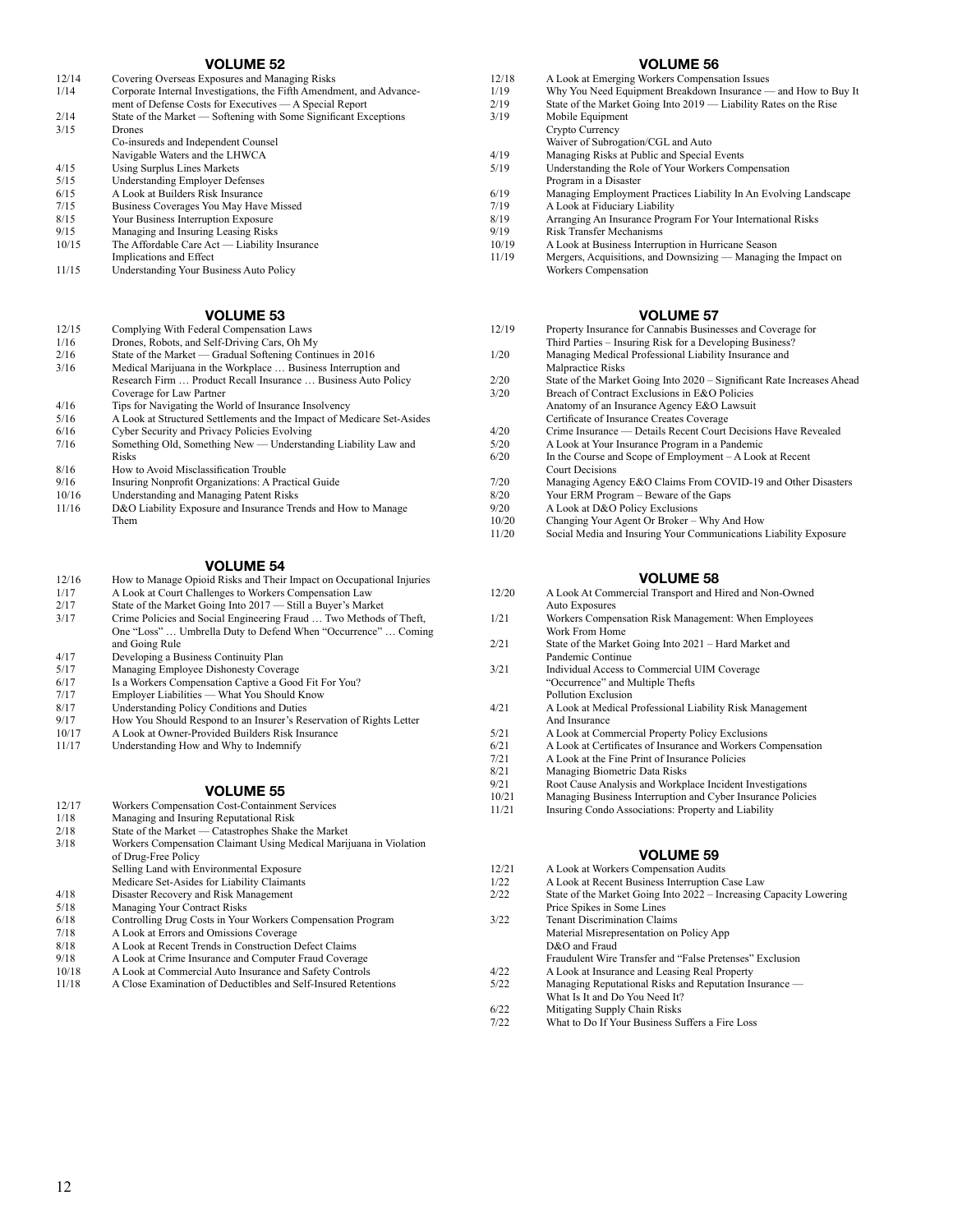## VOLUME 52

| | |
|---|---|
| 12/14 | Covering Overseas Exposures and Managing Risks |
| 1/14 | Corporate Internal Investigations, the Fifth Amendment, and Advancement of Defense Costs for Executives — A Special Report |
| 2/14 | State of the Market — Softening with Some Significant Exceptions |
| 3/15 | Drones |
| | Co-insureds and Independent Counsel |
| | Navigable Waters and the LHWCA |
| 4/15 | Using Surplus Lines Markets |
| 5/15 | Understanding Employer Defenses |
| 6/15 | A Look at Builders Risk Insurance |
| 7/15 | Business Coverages You May Have Missed |
| 8/15 | Your Business Interruption Exposure |
| 9/15 | Managing and Insuring Leasing Risks |
| 10/15 | The Affordable Care Act — Liability Insurance Implications and Effect |
| 11/15 | Understanding Your Business Auto Policy |

## VOLUME 53

| | |
|---|---|
| 12/15 | Complying With Federal Compensation Laws |
| 1/16 | Drones, Robots, and Self-Driving Cars, Oh My |
| 2/16 | State of the Market — Gradual Softening Continues in 2016 |
| 3/16 | Medical Marijuana in the Workplace … Business Interruption and Research Firm … Product Recall Insurance … Business Auto Policy Coverage for Law Partner |
| 4/16 | Tips for Navigating the World of Insurance Insolvency |
| 5/16 | A Look at Structured Settlements and the Impact of Medicare Set-Asides |
| 6/16 | Cyber Security and Privacy Policies Evolving |
| 7/16 | Something Old, Something New — Understanding Liability Law and Risks |
| 8/16 | How to Avoid Misclassification Trouble |
| 9/16 | Insuring Nonprofit Organizations: A Practical Guide |
| 10/16 | Understanding and Managing Patent Risks |
| 11/16 | D&O Liability Exposure and Insurance Trends and How to Manage Them |

## VOLUME 54

| | |
|---|---|
| 12/16 | How to Manage Opioid Risks and Their Impact on Occupational Injuries |
| 1/17 | A Look at Court Challenges to Workers Compensation Law |
| 2/17 | State of the Market Going Into 2017 — Still a Buyer's Market |
| 3/17 | Crime Policies and Social Engineering Fraud … Two Methods of Theft, One "Loss" … Umbrella Duty to Defend When "Occurrence" … Coming and Going Rule |
| 4/17 | Developing a Business Continuity Plan |
| 5/17 | Managing Employee Dishonesty Coverage |
| 6/17 | Is a Workers Compensation Captive a Good Fit For You? |
| 7/17 | Employer Liabilities — What You Should Know |
| 8/17 | Understanding Policy Conditions and Duties |
| 9/17 | How You Should Respond to an Insurer's Reservation of Rights Letter |
| 10/17 | A Look at Owner-Provided Builders Risk Insurance |
| 11/17 | Understanding How and Why to Indemnify |

## VOLUME 55

| | |
|---|---|
| 12/17 | Workers Compensation Cost-Containment Services |
| 1/18 | Managing and Insuring Reputational Risk |
| 2/18 | State of the Market — Catastrophes Shake the Market |
| 3/18 | Workers Compensation Claimant Using Medical Marijuana in Violation of Drug-Free Policy |
| | Selling Land with Environmental Exposure |
| | Medicare Set-Asides for Liability Claimants |
| 4/18 | Disaster Recovery and Risk Management |
| 5/18 | Managing Your Contract Risks |
| 6/18 | Controlling Drug Costs in Your Workers Compensation Program |
| 7/18 | A Look at Errors and Omissions Coverage |
| 8/18 | A Look at Recent Trends in Construction Defect Claims |
| 9/18 | A Look at Crime Insurance and Computer Fraud Coverage |
| 10/18 | A Look at Commercial Auto Insurance and Safety Controls |
| 11/18 | A Close Examination of Deductibles and Self-Insured Retentions |

## VOLUME 56

| | |
|---|---|
| 12/18 | A Look at Emerging Workers Compensation Issues |
| 1/19 | Why You Need Equipment Breakdown Insurance — and How to Buy It |
| 2/19 | State of the Market Going Into 2019 — Liability Rates on the Rise |
| 3/19 | Mobile Equipment |
| | Crypto Currency |
| | Waiver of Subrogation/CGL and Auto |
| 4/19 | Managing Risks at Public and Special Events |
| 5/19 | Understanding the Role of Your Workers Compensation Program in a Disaster |
| 6/19 | Managing Employment Practices Liability In An Evolving Landscape |
| 7/19 | A Look at Fiduciary Liability |
| 8/19 | Arranging An Insurance Program For Your International Risks |
| 9/19 | Risk Transfer Mechanisms |
| 10/19 | A Look at Business Interruption in Hurricane Season |
| 11/19 | Mergers, Acquisitions, and Downsizing — Managing the Impact on Workers Compensation |

## VOLUME 57

| | |
|---|---|
| 12/19 | Property Insurance for Cannabis Businesses and Coverage for Third Parties – Insuring Risk for a Developing Business? |
| 1/20 | Managing Medical Professional Liability Insurance and Malpractice Risks |
| 2/20 | State of the Market Going Into 2020 – Significant Rate Increases Ahead |
| 3/20 | Breach of Contract Exclusions in E&O Policies |
| | Anatomy of an Insurance Agency E&O Lawsuit |
| | Certificate of Insurance Creates Coverage |
| 4/20 | Crime Insurance — Details Recent Court Decisions Have Revealed |
| 5/20 | A Look at Your Insurance Program in a Pandemic |
| 6/20 | In the Course and Scope of Employment – A Look at Recent Court Decisions |
| 7/20 | Managing Agency E&O Claims From COVID-19 and Other Disasters |
| 8/20 | Your ERM Program – Beware of the Gaps |
| 9/20 | A Look at D&O Policy Exclusions |
| 10/20 | Changing Your Agent Or Broker – Why And How |
| 11/20 | Social Media and Insuring Your Communications Liability Exposure |

## VOLUME 58

| | |
|---|---|
| 12/20 | A Look At Commercial Transport and Hired and Non-Owned Auto Exposures |
| 1/21 | Workers Compensation Risk Management: When Employees Work From Home |
| 2/21 | State of the Market Going Into 2021 – Hard Market and Pandemic Continue |
| 3/21 | Individual Access to Commercial UIM Coverage |
| | "Occurrence" and Multiple Thefts |
| | Pollution Exclusion |
| 4/21 | A Look at Medical Professional Liability Risk Management And Insurance |
| 5/21 | A Look at Commercial Property Policy Exclusions |
| 6/21 | A Look at Certificates of Insurance and Workers Compensation |
| 7/21 | A Look at the Fine Print of Insurance Policies |
| 8/21 | Managing Biometric Data Risks |
| 9/21 | Root Cause Analysis and Workplace Incident Investigations |
| 10/21 | Managing Business Interruption and Cyber Insurance Policies |
| 11/21 | Insuring Condo Associations: Property and Liability |

## VOLUME 59

| | |
|---|---|
| 12/21 | A Look at Workers Compensation Audits |
| 1/22 | A Look at Recent Business Interruption Case Law |
| 2/22 | State of the Market Going Into 2022 – Increasing Capacity Lowering Price Spikes in Some Lines |
| 3/22 | Tenant Discrimination Claims |
| | Material Misrepresentation on Policy App |
| | D&O and Fraud |
| | Fraudulent Wire Transfer and "False Pretenses" Exclusion |
| 4/22 | A Look at Insurance and Leasing Real Property |
| 5/22 | Managing Reputational Risks and Reputation Insurance — What Is It and Do You Need It? |
| 6/22 | Mitigating Supply Chain Risks |
| 7/22 | What to Do If Your Business Suffers a Fire Loss |